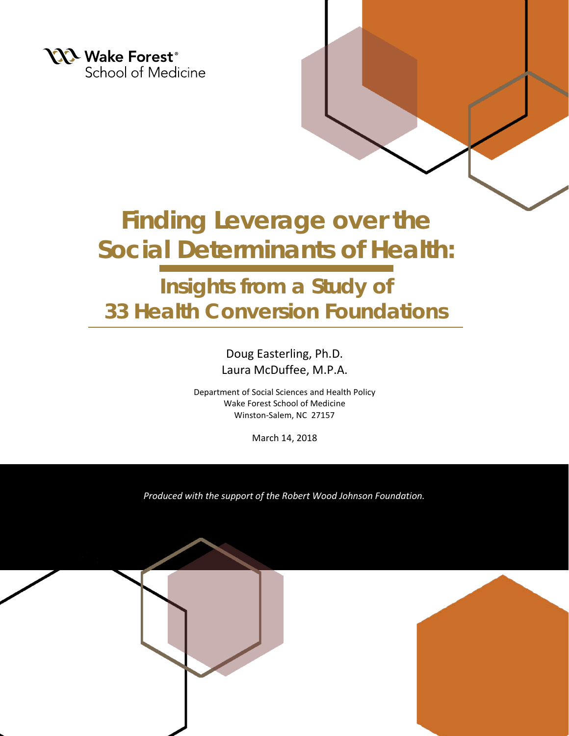Wake Forest®
School of Medicine

# Finding Leverage over the Social Determinants of Health:

## Insights from a Study of 33 Health Conversion Foundations

Doug Easterling, Ph.D.
Laura McDuffee, M.P.A.

Department of Social Sciences and Health Policy
Wake Forest School of Medicine
Winston-Salem, NC 27157

March 14, 2018

*Produced with the support of the Robert Wood Johnson Foundation.*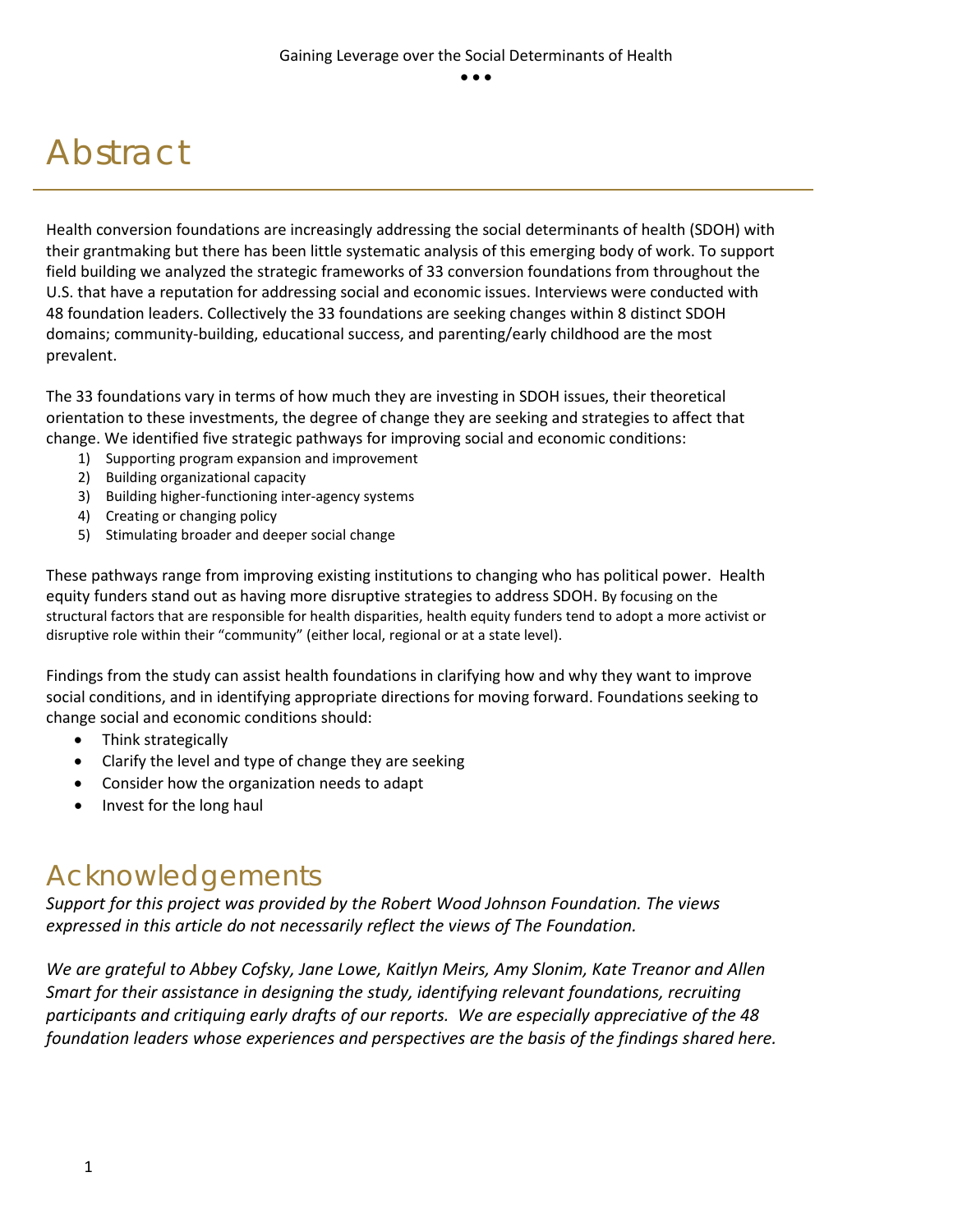# Abstract

Health conversion foundations are increasingly addressing the social determinants of health (SDOH) with their grantmaking but there has been little systematic analysis of this emerging body of work. To support field building we analyzed the strategic frameworks of 33 conversion foundations from throughout the U.S. that have a reputation for addressing social and economic issues. Interviews were conducted with 48 foundation leaders. Collectively the 33 foundations are seeking changes within 8 distinct SDOH domains; community-building, educational success, and parenting/early childhood are the most prevalent.

The 33 foundations vary in terms of how much they are investing in SDOH issues, their theoretical orientation to these investments, the degree of change they are seeking and strategies to affect that change. We identified five strategic pathways for improving social and economic conditions:

1) Supporting program expansion and improvement
2) Building organizational capacity
3) Building higher-functioning inter-agency systems
4) Creating or changing policy
5) Stimulating broader and deeper social change

These pathways range from improving existing institutions to changing who has political power. Health equity funders stand out as having more disruptive strategies to address SDOH. By focusing on the structural factors that are responsible for health disparities, health equity funders tend to adopt a more activist or disruptive role within their "community" (either local, regional or at a state level).

Findings from the study can assist health foundations in clarifying how and why they want to improve social conditions, and in identifying appropriate directions for moving forward. Foundations seeking to change social and economic conditions should:

- Think strategically
- Clarify the level and type of change they are seeking
- Consider how the organization needs to adapt
- Invest for the long haul

# Acknowledgements

*Support for this project was provided by the Robert Wood Johnson Foundation. The views expressed in this article do not necessarily reflect the views of The Foundation.*

*We are grateful to Abbey Cofsky, Jane Lowe, Kaitlyn Meirs, Amy Slonim, Kate Treanor and Allen Smart for their assistance in designing the study, identifying relevant foundations, recruiting participants and critiquing early drafts of our reports. We are especially appreciative of the 48 foundation leaders whose experiences and perspectives are the basis of the findings shared here.*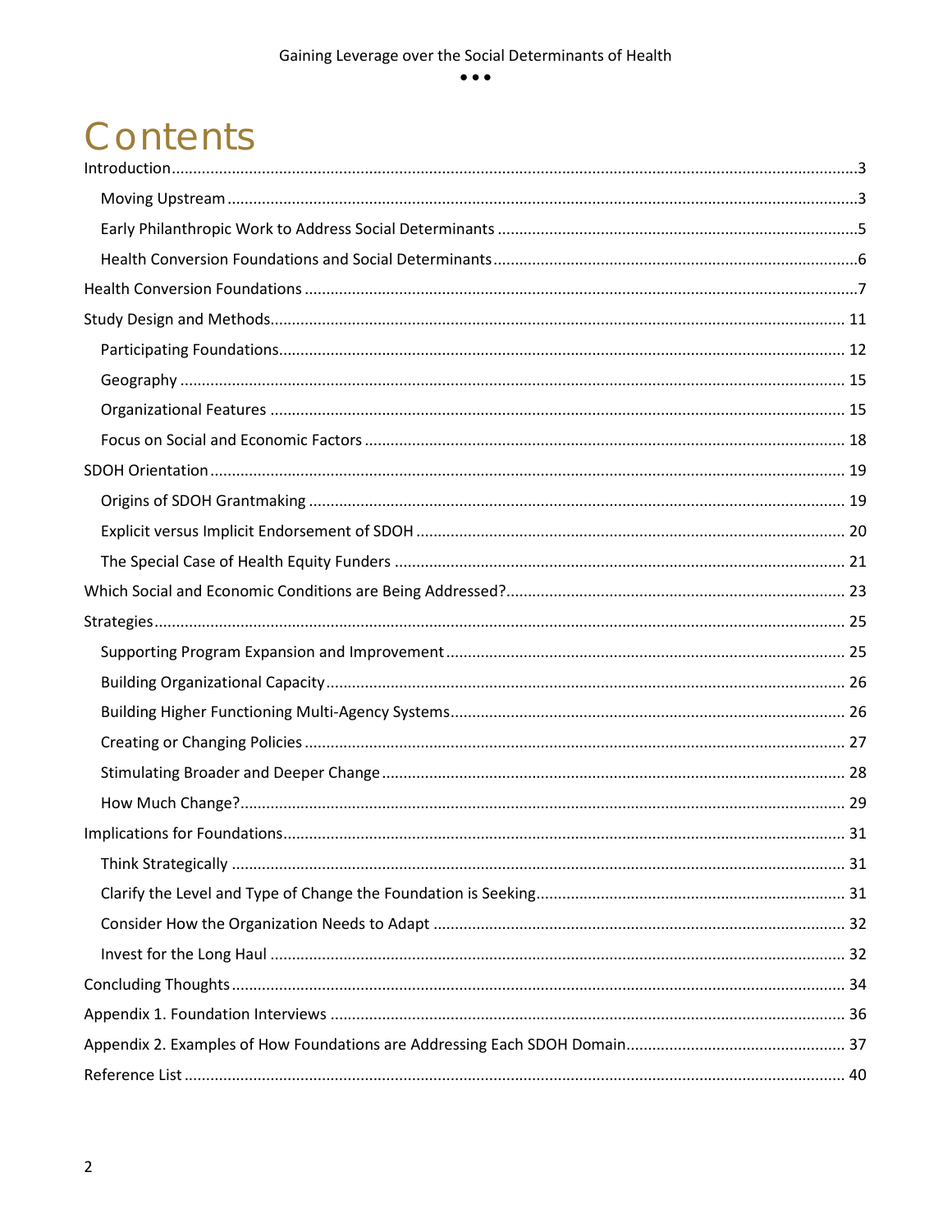# Contents

- Introduction ... 3
  - Moving Upstream ... 3
  - Early Philanthropic Work to Address Social Determinants ... 5
  - Health Conversion Foundations and Social Determinants ... 6
- Health Conversion Foundations ... 7
- Study Design and Methods ... 11
  - Participating Foundations ... 12
  - Geography ... 15
  - Organizational Features ... 15
  - Focus on Social and Economic Factors ... 18
- SDOH Orientation ... 19
  - Origins of SDOH Grantmaking ... 19
  - Explicit versus Implicit Endorsement of SDOH ... 20
  - The Special Case of Health Equity Funders ... 21
- Which Social and Economic Conditions are Being Addressed? ... 23
- Strategies ... 25
  - Supporting Program Expansion and Improvement ... 25
  - Building Organizational Capacity ... 26
  - Building Higher Functioning Multi-Agency Systems ... 26
  - Creating or Changing Policies ... 27
  - Stimulating Broader and Deeper Change ... 28
  - How Much Change? ... 29
- Implications for Foundations ... 31
  - Think Strategically ... 31
  - Clarify the Level and Type of Change the Foundation is Seeking ... 31
  - Consider How the Organization Needs to Adapt ... 32
  - Invest for the Long Haul ... 32
- Concluding Thoughts ... 34
- Appendix 1. Foundation Interviews ... 36
- Appendix 2. Examples of How Foundations are Addressing Each SDOH Domain ... 37
- Reference List ... 40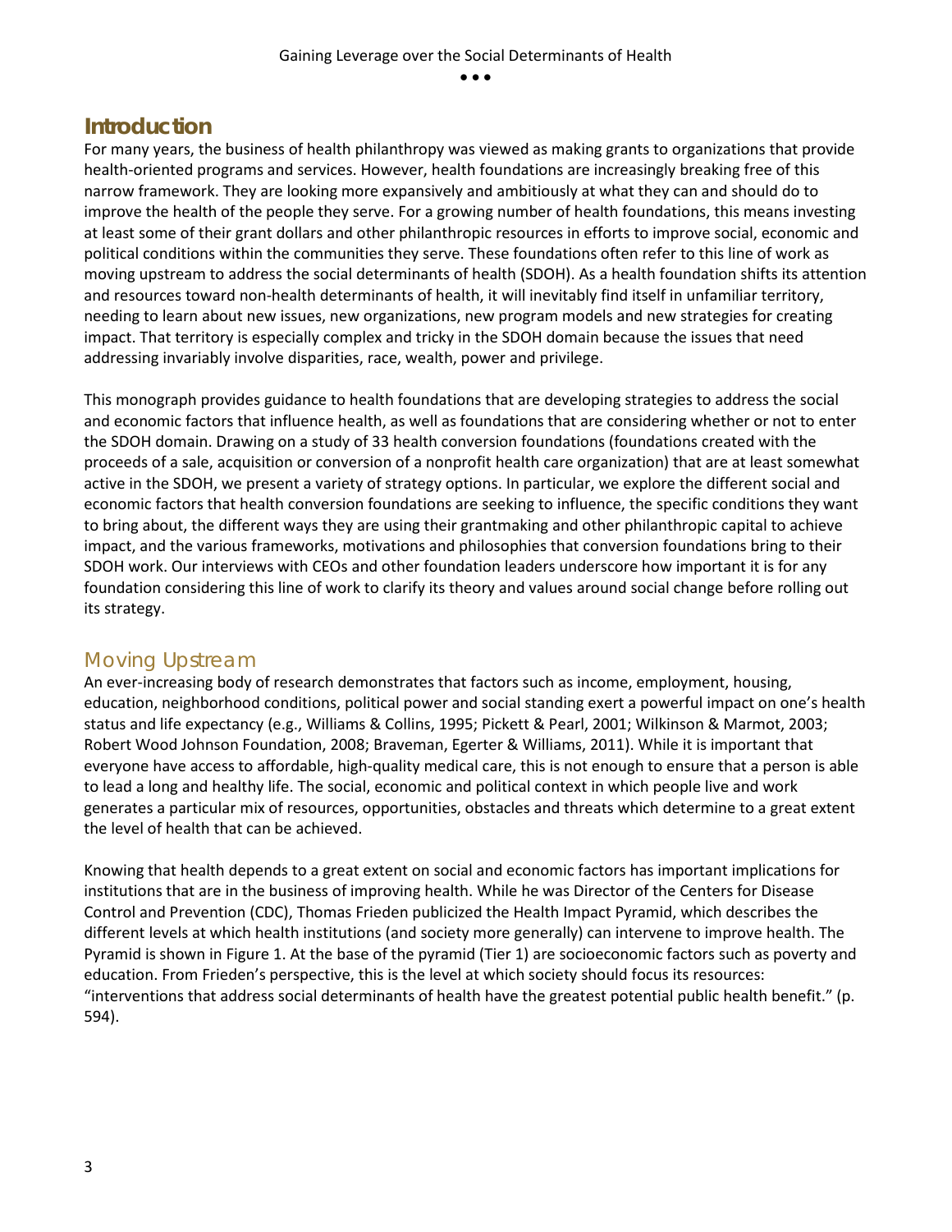## Introduction

For many years, the business of health philanthropy was viewed as making grants to organizations that provide health-oriented programs and services. However, health foundations are increasingly breaking free of this narrow framework. They are looking more expansively and ambitiously at what they can and should do to improve the health of the people they serve. For a growing number of health foundations, this means investing at least some of their grant dollars and other philanthropic resources in efforts to improve social, economic and political conditions within the communities they serve. These foundations often refer to this line of work as moving upstream to address the social determinants of health (SDOH). As a health foundation shifts its attention and resources toward non-health determinants of health, it will inevitably find itself in unfamiliar territory, needing to learn about new issues, new organizations, new program models and new strategies for creating impact. That territory is especially complex and tricky in the SDOH domain because the issues that need addressing invariably involve disparities, race, wealth, power and privilege.

This monograph provides guidance to health foundations that are developing strategies to address the social and economic factors that influence health, as well as foundations that are considering whether or not to enter the SDOH domain. Drawing on a study of 33 health conversion foundations (foundations created with the proceeds of a sale, acquisition or conversion of a nonprofit health care organization) that are at least somewhat active in the SDOH, we present a variety of strategy options. In particular, we explore the different social and economic factors that health conversion foundations are seeking to influence, the specific conditions they want to bring about, the different ways they are using their grantmaking and other philanthropic capital to achieve impact, and the various frameworks, motivations and philosophies that conversion foundations bring to their SDOH work. Our interviews with CEOs and other foundation leaders underscore how important it is for any foundation considering this line of work to clarify its theory and values around social change before rolling out its strategy.

### Moving Upstream

An ever-increasing body of research demonstrates that factors such as income, employment, housing, education, neighborhood conditions, political power and social standing exert a powerful impact on one's health status and life expectancy (e.g., Williams & Collins, 1995; Pickett & Pearl, 2001; Wilkinson & Marmot, 2003; Robert Wood Johnson Foundation, 2008; Braveman, Egerter & Williams, 2011). While it is important that everyone have access to affordable, high-quality medical care, this is not enough to ensure that a person is able to lead a long and healthy life. The social, economic and political context in which people live and work generates a particular mix of resources, opportunities, obstacles and threats which determine to a great extent the level of health that can be achieved.

Knowing that health depends to a great extent on social and economic factors has important implications for institutions that are in the business of improving health. While he was Director of the Centers for Disease Control and Prevention (CDC), Thomas Frieden publicized the Health Impact Pyramid, which describes the different levels at which health institutions (and society more generally) can intervene to improve health. The Pyramid is shown in Figure 1. At the base of the pyramid (Tier 1) are socioeconomic factors such as poverty and education. From Frieden's perspective, this is the level at which society should focus its resources: "interventions that address social determinants of health have the greatest potential public health benefit." (p. 594).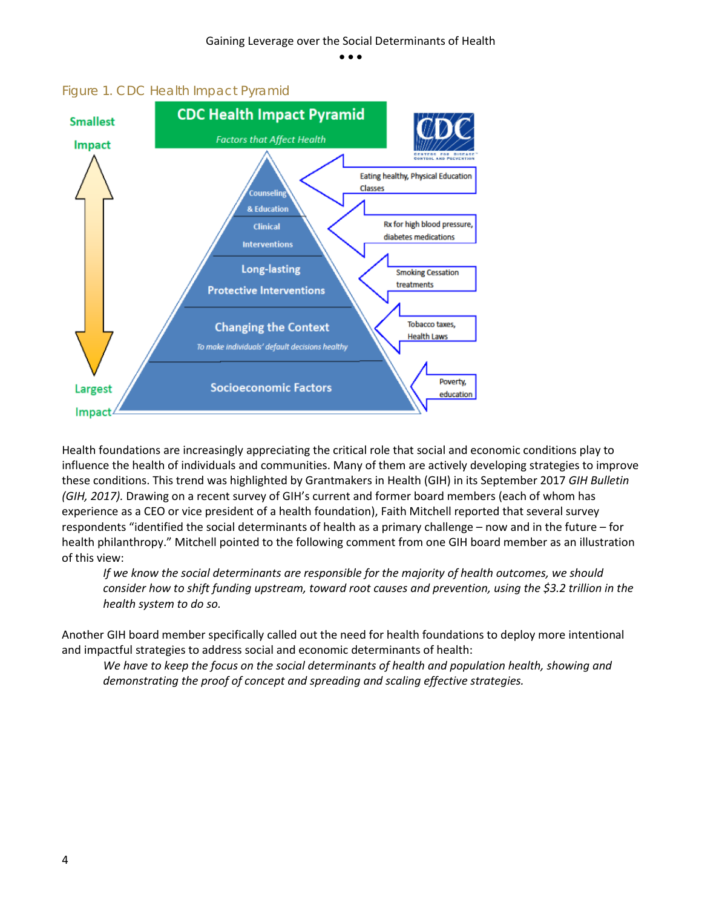Figure 1. CDC Health Impact Pyramid

Health foundations are increasingly appreciating the critical role that social and economic conditions play to influence the health of individuals and communities. Many of them are actively developing strategies to improve these conditions. This trend was highlighted by Grantmakers in Health (GIH) in its September 2017 *GIH Bulletin (GIH, 2017).* Drawing on a recent survey of GIH's current and former board members (each of whom has experience as a CEO or vice president of a health foundation), Faith Mitchell reported that several survey respondents "identified the social determinants of health as a primary challenge – now and in the future – for health philanthropy." Mitchell pointed to the following comment from one GIH board member as an illustration of this view:

> *If we know the social determinants are responsible for the majority of health outcomes, we should consider how to shift funding upstream, toward root causes and prevention, using the $3.2 trillion in the health system to do so.*

Another GIH board member specifically called out the need for health foundations to deploy more intentional and impactful strategies to address social and economic determinants of health:

> *We have to keep the focus on the social determinants of health and population health, showing and demonstrating the proof of concept and spreading and scaling effective strategies.*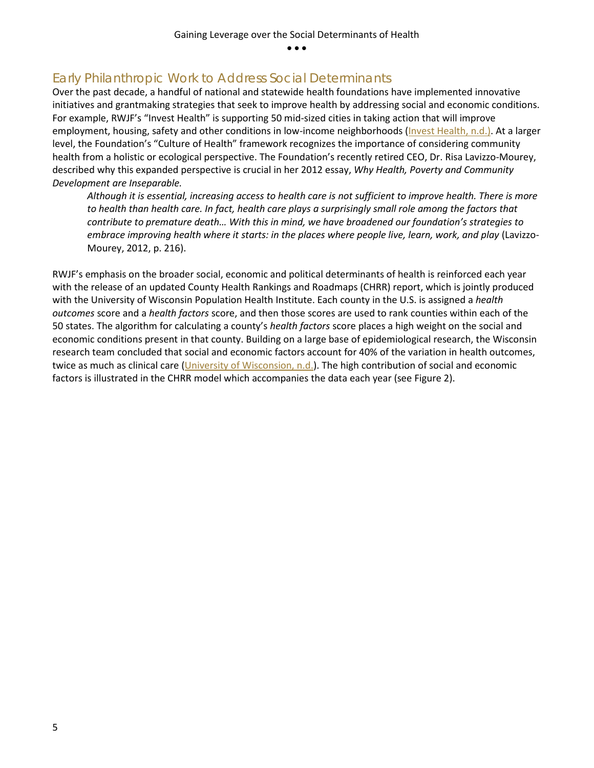## Early Philanthropic Work to Address Social Determinants

Over the past decade, a handful of national and statewide health foundations have implemented innovative initiatives and grantmaking strategies that seek to improve health by addressing social and economic conditions. For example, RWJF's "Invest Health" is supporting 50 mid-sized cities in taking action that will improve employment, housing, safety and other conditions in low-income neighborhoods (Invest Health, n.d.). At a larger level, the Foundation's "Culture of Health" framework recognizes the importance of considering community health from a holistic or ecological perspective. The Foundation's recently retired CEO, Dr. Risa Lavizzo-Mourey, described why this expanded perspective is crucial in her 2012 essay, *Why Health, Poverty and Community Development are Inseparable.*

> *Although it is essential, increasing access to health care is not sufficient to improve health. There is more to health than health care. In fact, health care plays a surprisingly small role among the factors that contribute to premature death… With this in mind, we have broadened our foundation's strategies to embrace improving health where it starts: in the places where people live, learn, work, and play* (Lavizzo-Mourey, 2012, p. 216).

RWJF's emphasis on the broader social, economic and political determinants of health is reinforced each year with the release of an updated County Health Rankings and Roadmaps (CHRR) report, which is jointly produced with the University of Wisconsin Population Health Institute. Each county in the U.S. is assigned a *health outcomes* score and a *health factors* score, and then those scores are used to rank counties within each of the 50 states. The algorithm for calculating a county's *health factors* score places a high weight on the social and economic conditions present in that county. Building on a large base of epidemiological research, the Wisconsin research team concluded that social and economic factors account for 40% of the variation in health outcomes, twice as much as clinical care (University of Wisconsin, n.d.). The high contribution of social and economic factors is illustrated in the CHRR model which accompanies the data each year (see Figure 2).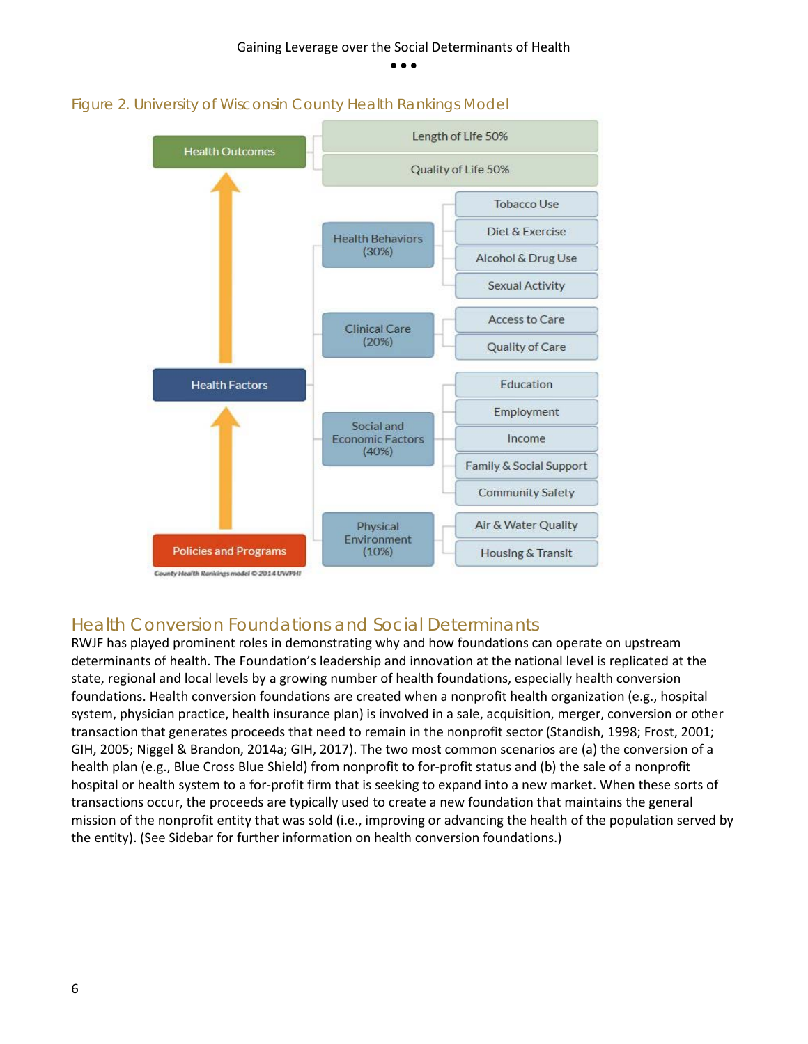## Figure 2. University of Wisconsin County Health Rankings Model

- **Health Outcomes**
  - Length of Life 50%
  - Quality of Life 50%
- **Health Factors**
  - Health Behaviors (30%)
    - Tobacco Use
    - Diet & Exercise
    - Alcohol & Drug Use
    - Sexual Activity
  - Clinical Care (20%)
    - Access to Care
    - Quality of Care
  - Social and Economic Factors (40%)
    - Education
    - Employment
    - Income
    - Family & Social Support
    - Community Safety
  - Physical Environment (10%)
    - Air & Water Quality
    - Housing & Transit
- **Policies and Programs**

County Health Rankings model © 2014 UWPHI

## Health Conversion Foundations and Social Determinants

RWJF has played prominent roles in demonstrating why and how foundations can operate on upstream determinants of health. The Foundation's leadership and innovation at the national level is replicated at the state, regional and local levels by a growing number of health foundations, especially health conversion foundations. Health conversion foundations are created when a nonprofit health organization (e.g., hospital system, physician practice, health insurance plan) is involved in a sale, acquisition, merger, conversion or other transaction that generates proceeds that need to remain in the nonprofit sector (Standish, 1998; Frost, 2001; GIH, 2005; Niggel & Brandon, 2014a; GIH, 2017). The two most common scenarios are (a) the conversion of a health plan (e.g., Blue Cross Blue Shield) from nonprofit to for-profit status and (b) the sale of a nonprofit hospital or health system to a for-profit firm that is seeking to expand into a new market. When these sorts of transactions occur, the proceeds are typically used to create a new foundation that maintains the general mission of the nonprofit entity that was sold (i.e., improving or advancing the health of the population served by the entity). (See Sidebar for further information on health conversion foundations.)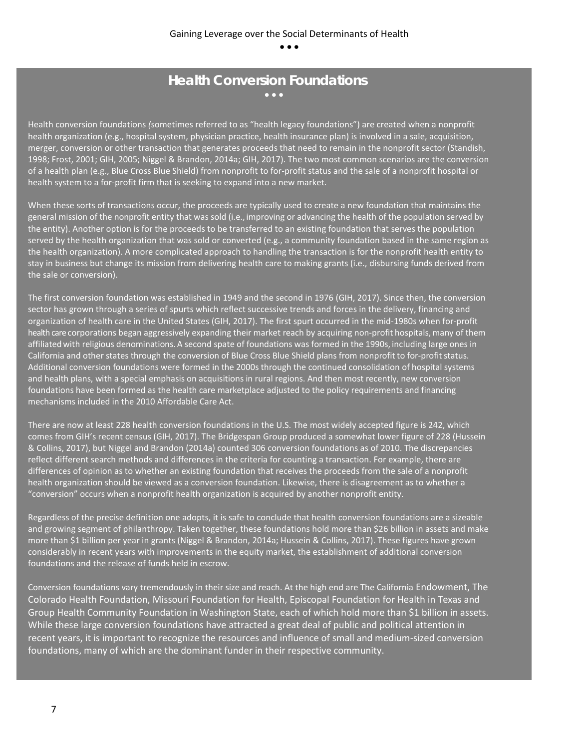## Health Conversion Foundations

Health conversion foundations *(*sometimes referred to as "health legacy foundations") are created when a nonprofit health organization (e.g., hospital system, physician practice, health insurance plan) is involved in a sale, acquisition, merger, conversion or other transaction that generates proceeds that need to remain in the nonprofit sector (Standish, 1998; Frost, 2001; GIH, 2005; Niggel & Brandon, 2014a; GIH, 2017). The two most common scenarios are the conversion of a health plan (e.g., Blue Cross Blue Shield) from nonprofit to for-profit status and the sale of a nonprofit hospital or health system to a for-profit firm that is seeking to expand into a new market.

When these sorts of transactions occur, the proceeds are typically used to create a new foundation that maintains the general mission of the nonprofit entity that was sold (i.e., improving or advancing the health of the population served by the entity). Another option is for the proceeds to be transferred to an existing foundation that serves the population served by the health organization that was sold or converted (e.g., a community foundation based in the same region as the health organization). A more complicated approach to handling the transaction is for the nonprofit health entity to stay in business but change its mission from delivering health care to making grants (i.e., disbursing funds derived from the sale or conversion).

The first conversion foundation was established in 1949 and the second in 1976 (GIH, 2017). Since then, the conversion sector has grown through a series of spurts which reflect successive trends and forces in the delivery, financing and organization of health care in the United States (GIH, 2017). The first spurt occurred in the mid-1980s when for-profit health care corporations began aggressively expanding their market reach by acquiring non-profit hospitals, many of them affiliated with religious denominations. A second spate of foundations was formed in the 1990s, including large ones in California and other states through the conversion of Blue Cross Blue Shield plans from nonprofit to for-profit status. Additional conversion foundations were formed in the 2000s through the continued consolidation of hospital systems and health plans, with a special emphasis on acquisitions in rural regions. And then most recently, new conversion foundations have been formed as the health care marketplace adjusted to the policy requirements and financing mechanisms included in the 2010 Affordable Care Act.

There are now at least 228 health conversion foundations in the U.S. The most widely accepted figure is 242, which comes from GIH's recent census (GIH, 2017). The Bridgespan Group produced a somewhat lower figure of 228 (Hussein & Collins, 2017), but Niggel and Brandon (2014a) counted 306 conversion foundations as of 2010. The discrepancies reflect different search methods and differences in the criteria for counting a transaction. For example, there are differences of opinion as to whether an existing foundation that receives the proceeds from the sale of a nonprofit health organization should be viewed as a conversion foundation. Likewise, there is disagreement as to whether a "conversion" occurs when a nonprofit health organization is acquired by another nonprofit entity.

Regardless of the precise definition one adopts, it is safe to conclude that health conversion foundations are a sizeable and growing segment of philanthropy. Taken together, these foundations hold more than $26 billion in assets and make more than $1 billion per year in grants (Niggel & Brandon, 2014a; Hussein & Collins, 2017). These figures have grown considerably in recent years with improvements in the equity market, the establishment of additional conversion foundations and the release of funds held in escrow.

Conversion foundations vary tremendously in their size and reach. At the high end are The California Endowment, The Colorado Health Foundation, Missouri Foundation for Health, Episcopal Foundation for Health in Texas and Group Health Community Foundation in Washington State, each of which hold more than $1 billion in assets. While these large conversion foundations have attracted a great deal of public and political attention in recent years, it is important to recognize the resources and influence of small and medium-sized conversion foundations, many of which are the dominant funder in their respective community.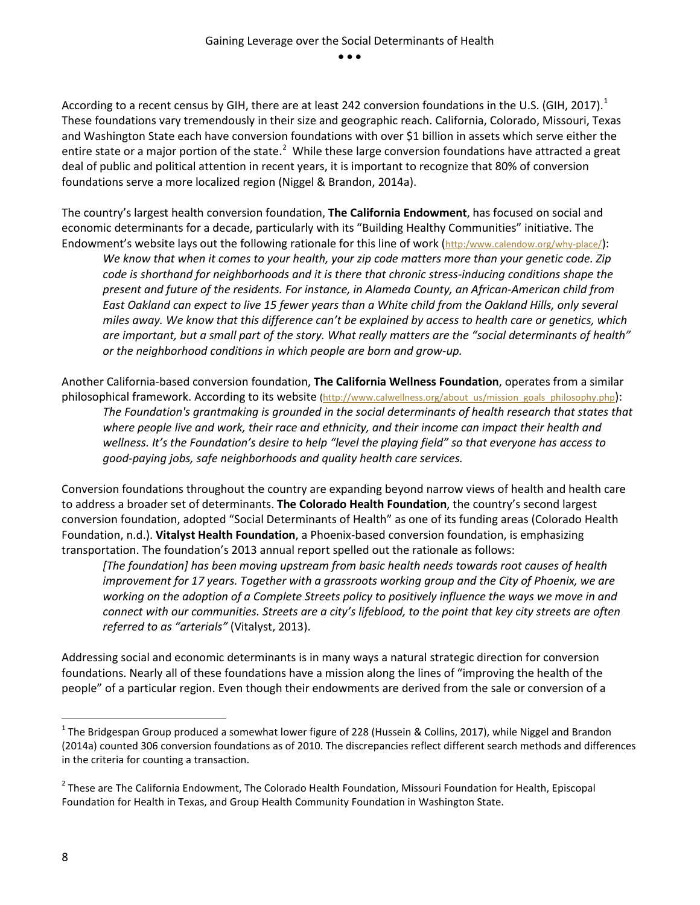According to a recent census by GIH, there are at least 242 conversion foundations in the U.S. (GIH, 2017).[1] These foundations vary tremendously in their size and geographic reach. California, Colorado, Missouri, Texas and Washington State each have conversion foundations with over $1 billion in assets which serve either the entire state or a major portion of the state.[2] While these large conversion foundations have attracted a great deal of public and political attention in recent years, it is important to recognize that 80% of conversion foundations serve a more localized region (Niggel & Brandon, 2014a).

The country's largest health conversion foundation, **The California Endowment**, has focused on social and economic determinants for a decade, particularly with its "Building Healthy Communities" initiative. The Endowment's website lays out the following rationale for this line of work (http:/www.calendow.org/why-place/):

> *We know that when it comes to your health, your zip code matters more than your genetic code. Zip code is shorthand for neighborhoods and it is there that chronic stress-inducing conditions shape the present and future of the residents. For instance, in Alameda County, an African-American child from East Oakland can expect to live 15 fewer years than a White child from the Oakland Hills, only several miles away. We know that this difference can't be explained by access to health care or genetics, which are important, but a small part of the story. What really matters are the "social determinants of health" or the neighborhood conditions in which people are born and grow-up.*

Another California-based conversion foundation, **The California Wellness Foundation**, operates from a similar philosophical framework. According to its website (http://www.calwellness.org/about_us/mission_goals_philosophy.php):

> *The Foundation's grantmaking is grounded in the social determinants of health research that states that where people live and work, their race and ethnicity, and their income can impact their health and wellness. It's the Foundation's desire to help "level the playing field" so that everyone has access to good-paying jobs, safe neighborhoods and quality health care services.*

Conversion foundations throughout the country are expanding beyond narrow views of health and health care to address a broader set of determinants. **The Colorado Health Foundation**, the country's second largest conversion foundation, adopted "Social Determinants of Health" as one of its funding areas (Colorado Health Foundation, n.d.). **Vitalyst Health Foundation**, a Phoenix-based conversion foundation, is emphasizing transportation. The foundation's 2013 annual report spelled out the rationale as follows:

> *[The foundation] has been moving upstream from basic health needs towards root causes of health improvement for 17 years. Together with a grassroots working group and the City of Phoenix, we are working on the adoption of a Complete Streets policy to positively influence the ways we move in and connect with our communities. Streets are a city's lifeblood, to the point that key city streets are often referred to as "arterials"* (Vitalyst, 2013).

Addressing social and economic determinants is in many ways a natural strategic direction for conversion foundations. Nearly all of these foundations have a mission along the lines of "improving the health of the people" of a particular region. Even though their endowments are derived from the sale or conversion of a

---

[1] The Bridgespan Group produced a somewhat lower figure of 228 (Hussein & Collins, 2017), while Niggel and Brandon (2014a) counted 306 conversion foundations as of 2010. The discrepancies reflect different search methods and differences in the criteria for counting a transaction.

[2] These are The California Endowment, The Colorado Health Foundation, Missouri Foundation for Health, Episcopal Foundation for Health in Texas, and Group Health Community Foundation in Washington State.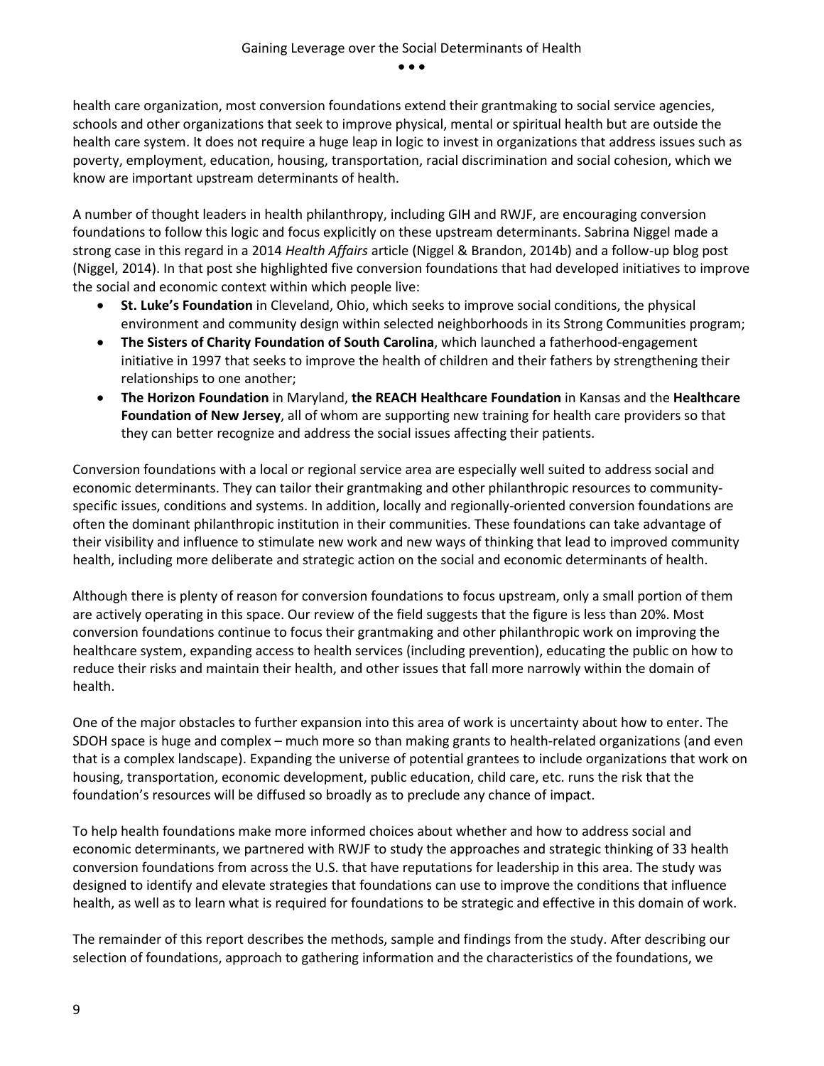health care organization, most conversion foundations extend their grantmaking to social service agencies, schools and other organizations that seek to improve physical, mental or spiritual health but are outside the health care system. It does not require a huge leap in logic to invest in organizations that address issues such as poverty, employment, education, housing, transportation, racial discrimination and social cohesion, which we know are important upstream determinants of health.

A number of thought leaders in health philanthropy, including GIH and RWJF, are encouraging conversion foundations to follow this logic and focus explicitly on these upstream determinants. Sabrina Niggel made a strong case in this regard in a 2014 *Health Affairs* article (Niggel & Brandon, 2014b) and a follow-up blog post (Niggel, 2014). In that post she highlighted five conversion foundations that had developed initiatives to improve the social and economic context within which people live:

- **St. Luke's Foundation** in Cleveland, Ohio, which seeks to improve social conditions, the physical environment and community design within selected neighborhoods in its Strong Communities program;
- **The Sisters of Charity Foundation of South Carolina**, which launched a fatherhood-engagement initiative in 1997 that seeks to improve the health of children and their fathers by strengthening their relationships to one another;
- **The Horizon Foundation** in Maryland, **the REACH Healthcare Foundation** in Kansas and the **Healthcare Foundation of New Jersey**, all of whom are supporting new training for health care providers so that they can better recognize and address the social issues affecting their patients.

Conversion foundations with a local or regional service area are especially well suited to address social and economic determinants. They can tailor their grantmaking and other philanthropic resources to community-specific issues, conditions and systems. In addition, locally and regionally-oriented conversion foundations are often the dominant philanthropic institution in their communities. These foundations can take advantage of their visibility and influence to stimulate new work and new ways of thinking that lead to improved community health, including more deliberate and strategic action on the social and economic determinants of health.

Although there is plenty of reason for conversion foundations to focus upstream, only a small portion of them are actively operating in this space. Our review of the field suggests that the figure is less than 20%. Most conversion foundations continue to focus their grantmaking and other philanthropic work on improving the healthcare system, expanding access to health services (including prevention), educating the public on how to reduce their risks and maintain their health, and other issues that fall more narrowly within the domain of health.

One of the major obstacles to further expansion into this area of work is uncertainty about how to enter. The SDOH space is huge and complex – much more so than making grants to health-related organizations (and even that is a complex landscape). Expanding the universe of potential grantees to include organizations that work on housing, transportation, economic development, public education, child care, etc. runs the risk that the foundation's resources will be diffused so broadly as to preclude any chance of impact.

To help health foundations make more informed choices about whether and how to address social and economic determinants, we partnered with RWJF to study the approaches and strategic thinking of 33 health conversion foundations from across the U.S. that have reputations for leadership in this area. The study was designed to identify and elevate strategies that foundations can use to improve the conditions that influence health, as well as to learn what is required for foundations to be strategic and effective in this domain of work.

The remainder of this report describes the methods, sample and findings from the study. After describing our selection of foundations, approach to gathering information and the characteristics of the foundations, we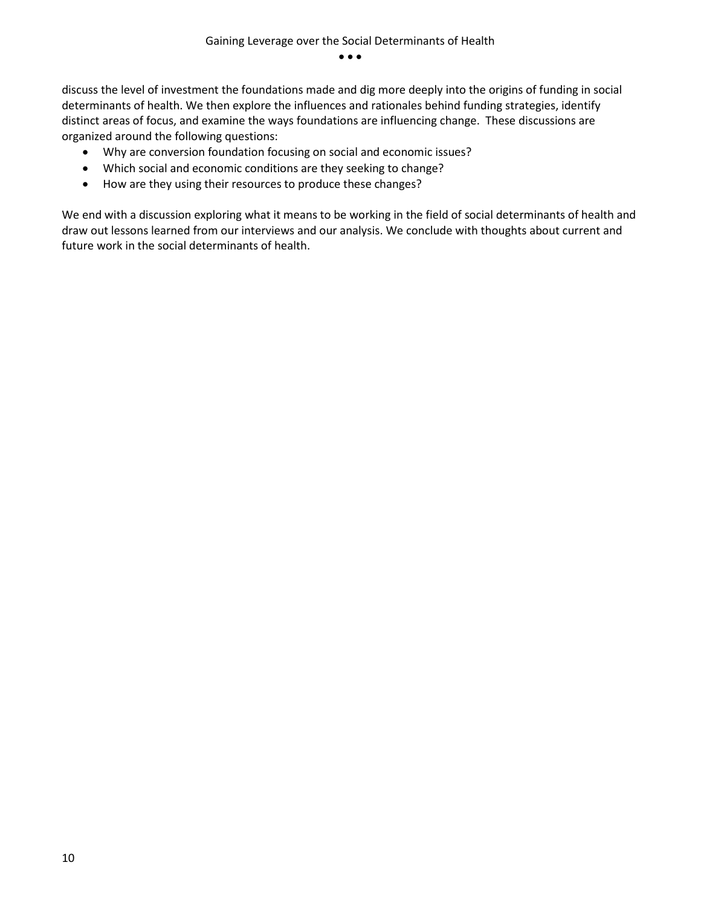discuss the level of investment the foundations made and dig more deeply into the origins of funding in social determinants of health. We then explore the influences and rationales behind funding strategies, identify distinct areas of focus, and examine the ways foundations are influencing change. These discussions are organized around the following questions:

- Why are conversion foundation focusing on social and economic issues?
- Which social and economic conditions are they seeking to change?
- How are they using their resources to produce these changes?

We end with a discussion exploring what it means to be working in the field of social determinants of health and draw out lessons learned from our interviews and our analysis. We conclude with thoughts about current and future work in the social determinants of health.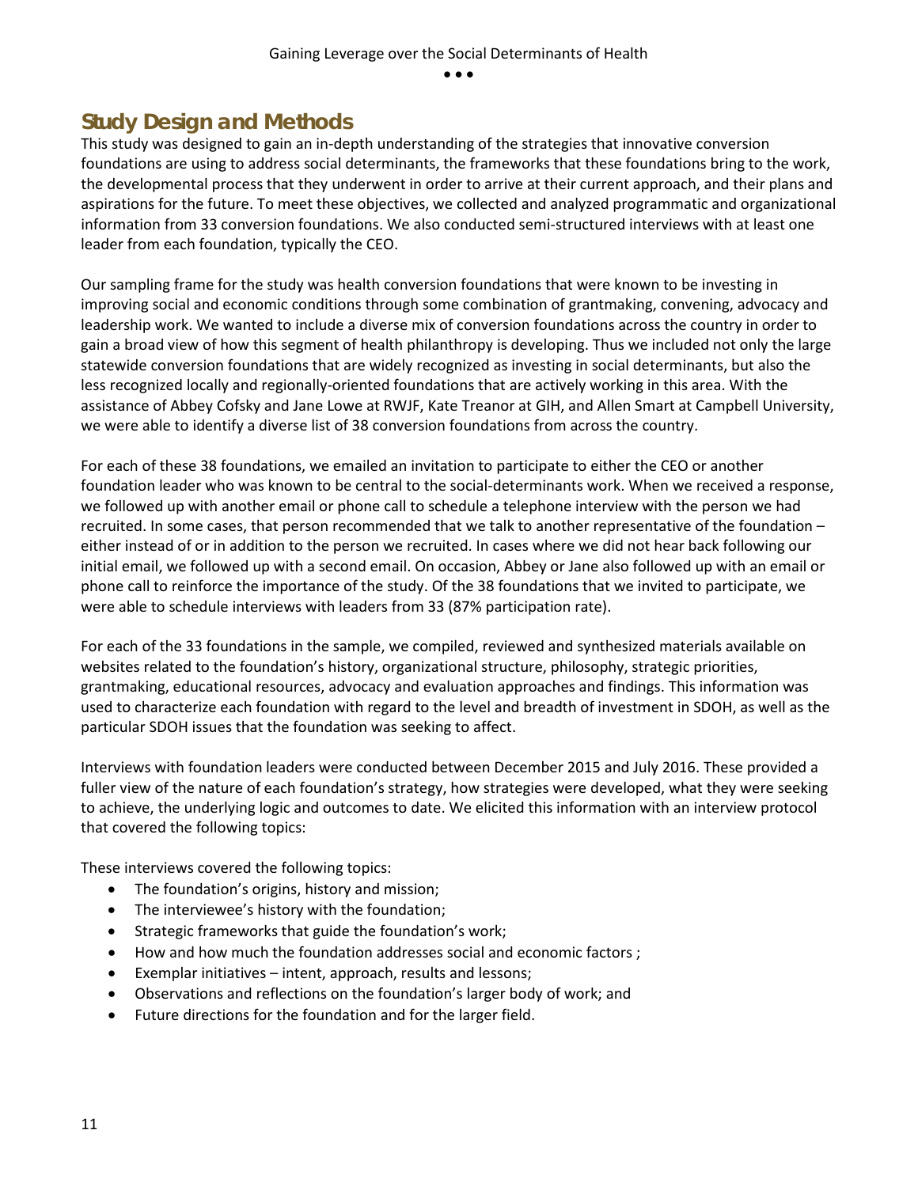## Study Design and Methods

This study was designed to gain an in-depth understanding of the strategies that innovative conversion foundations are using to address social determinants, the frameworks that these foundations bring to the work, the developmental process that they underwent in order to arrive at their current approach, and their plans and aspirations for the future. To meet these objectives, we collected and analyzed programmatic and organizational information from 33 conversion foundations. We also conducted semi-structured interviews with at least one leader from each foundation, typically the CEO.

Our sampling frame for the study was health conversion foundations that were known to be investing in improving social and economic conditions through some combination of grantmaking, convening, advocacy and leadership work. We wanted to include a diverse mix of conversion foundations across the country in order to gain a broad view of how this segment of health philanthropy is developing. Thus we included not only the large statewide conversion foundations that are widely recognized as investing in social determinants, but also the less recognized locally and regionally-oriented foundations that are actively working in this area. With the assistance of Abbey Cofsky and Jane Lowe at RWJF, Kate Treanor at GIH, and Allen Smart at Campbell University, we were able to identify a diverse list of 38 conversion foundations from across the country.

For each of these 38 foundations, we emailed an invitation to participate to either the CEO or another foundation leader who was known to be central to the social-determinants work. When we received a response, we followed up with another email or phone call to schedule a telephone interview with the person we had recruited. In some cases, that person recommended that we talk to another representative of the foundation – either instead of or in addition to the person we recruited. In cases where we did not hear back following our initial email, we followed up with a second email. On occasion, Abbey or Jane also followed up with an email or phone call to reinforce the importance of the study. Of the 38 foundations that we invited to participate, we were able to schedule interviews with leaders from 33 (87% participation rate).

For each of the 33 foundations in the sample, we compiled, reviewed and synthesized materials available on websites related to the foundation's history, organizational structure, philosophy, strategic priorities, grantmaking, educational resources, advocacy and evaluation approaches and findings. This information was used to characterize each foundation with regard to the level and breadth of investment in SDOH, as well as the particular SDOH issues that the foundation was seeking to affect.

Interviews with foundation leaders were conducted between December 2015 and July 2016. These provided a fuller view of the nature of each foundation's strategy, how strategies were developed, what they were seeking to achieve, the underlying logic and outcomes to date. We elicited this information with an interview protocol that covered the following topics:

These interviews covered the following topics:

- The foundation's origins, history and mission;
- The interviewee's history with the foundation;
- Strategic frameworks that guide the foundation's work;
- How and how much the foundation addresses social and economic factors ;
- Exemplar initiatives – intent, approach, results and lessons;
- Observations and reflections on the foundation's larger body of work; and
- Future directions for the foundation and for the larger field.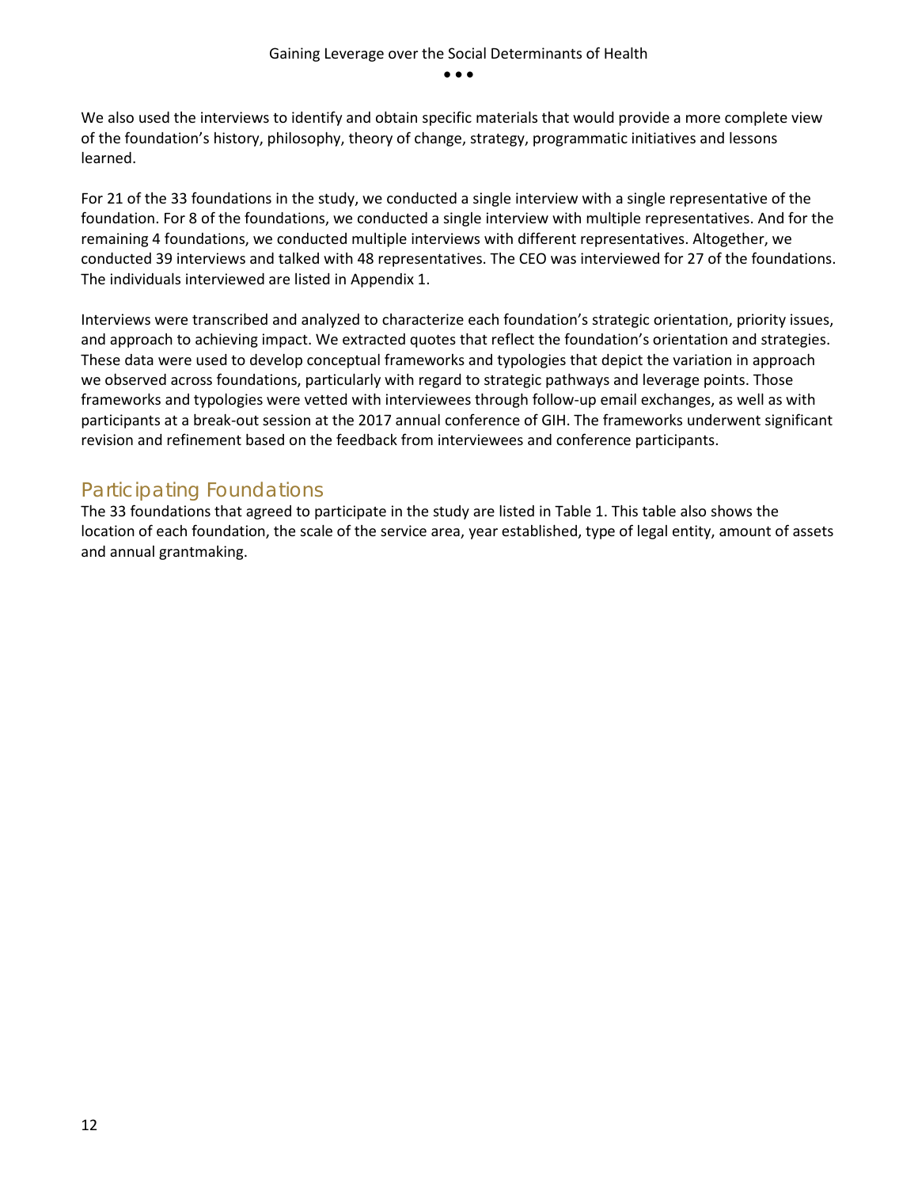We also used the interviews to identify and obtain specific materials that would provide a more complete view of the foundation's history, philosophy, theory of change, strategy, programmatic initiatives and lessons learned.

For 21 of the 33 foundations in the study, we conducted a single interview with a single representative of the foundation. For 8 of the foundations, we conducted a single interview with multiple representatives. And for the remaining 4 foundations, we conducted multiple interviews with different representatives. Altogether, we conducted 39 interviews and talked with 48 representatives. The CEO was interviewed for 27 of the foundations. The individuals interviewed are listed in Appendix 1.

Interviews were transcribed and analyzed to characterize each foundation's strategic orientation, priority issues, and approach to achieving impact. We extracted quotes that reflect the foundation's orientation and strategies. These data were used to develop conceptual frameworks and typologies that depict the variation in approach we observed across foundations, particularly with regard to strategic pathways and leverage points. Those frameworks and typologies were vetted with interviewees through follow-up email exchanges, as well as with participants at a break-out session at the 2017 annual conference of GIH. The frameworks underwent significant revision and refinement based on the feedback from interviewees and conference participants.

## Participating Foundations

The 33 foundations that agreed to participate in the study are listed in Table 1. This table also shows the location of each foundation, the scale of the service area, year established, type of legal entity, amount of assets and annual grantmaking.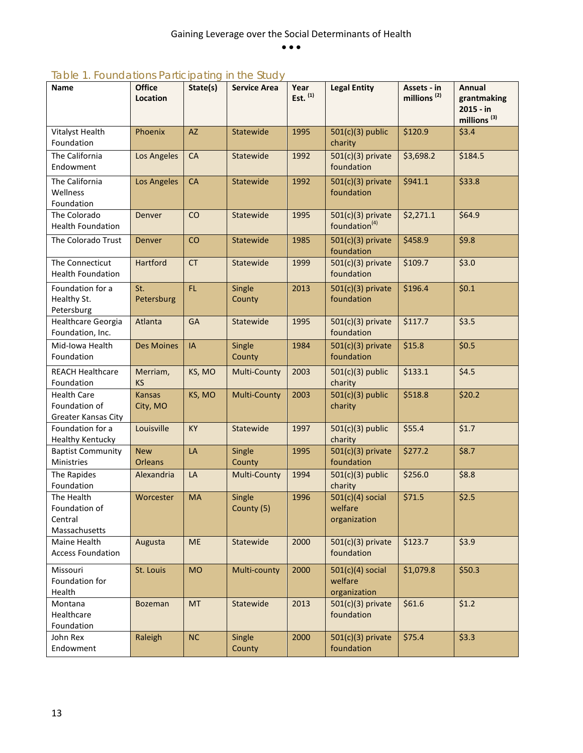### Table 1. Foundations Participating in the Study

| Name | Office Location | State(s) | Service Area | Year Est. (1) | Legal Entity | Assets - in millions (2) | Annual grantmaking 2015 - in millions (3) |
|---|---|---|---|---|---|---|---|
| Vitalyst Health Foundation | Phoenix | AZ | Statewide | 1995 | 501(c)(3) public charity | $120.9 | $3.4 |
| The California Endowment | Los Angeles | CA | Statewide | 1992 | 501(c)(3) private foundation | $3,698.2 | $184.5 |
| The California Wellness Foundation | Los Angeles | CA | Statewide | 1992 | 501(c)(3) private foundation | $941.1 | $33.8 |
| The Colorado Health Foundation | Denver | CO | Statewide | 1995 | 501(c)(3) private foundation(4) | $2,271.1 | $64.9 |
| The Colorado Trust | Denver | CO | Statewide | 1985 | 501(c)(3) private foundation | $458.9 | $9.8 |
| The Connecticut Health Foundation | Hartford | CT | Statewide | 1999 | 501(c)(3) private foundation | $109.7 | $3.0 |
| Foundation for a Healthy St. Petersburg | St. Petersburg | FL | Single County | 2013 | 501(c)(3) private foundation | $196.4 | $0.1 |
| Healthcare Georgia Foundation, Inc. | Atlanta | GA | Statewide | 1995 | 501(c)(3) private foundation | $117.7 | $3.5 |
| Mid-Iowa Health Foundation | Des Moines | IA | Single County | 1984 | 501(c)(3) private foundation | $15.8 | $0.5 |
| REACH Healthcare Foundation | Merriam, KS | KS, MO | Multi-County | 2003 | 501(c)(3) public charity | $133.1 | $4.5 |
| Health Care Foundation of Greater Kansas City | Kansas City, MO | KS, MO | Multi-County | 2003 | 501(c)(3) public charity | $518.8 | $20.2 |
| Foundation for a Healthy Kentucky | Louisville | KY | Statewide | 1997 | 501(c)(3) public charity | $55.4 | $1.7 |
| Baptist Community Ministries | New Orleans | LA | Single County | 1995 | 501(c)(3) private foundation | $277.2 | $8.7 |
| The Rapides Foundation | Alexandria | LA | Multi-County | 1994 | 501(c)(3) public charity | $256.0 | $8.8 |
| The Health Foundation of Central Massachusetts | Worcester | MA | Single County (5) | 1996 | 501(c)(4) social welfare organization | $71.5 | $2.5 |
| Maine Health Access Foundation | Augusta | ME | Statewide | 2000 | 501(c)(3) private foundation | $123.7 | $3.9 |
| Missouri Foundation for Health | St. Louis | MO | Multi-county | 2000 | 501(c)(4) social welfare organization | $1,079.8 | $50.3 |
| Montana Healthcare Foundation | Bozeman | MT | Statewide | 2013 | 501(c)(3) private foundation | $61.6 | $1.2 |
| John Rex Endowment | Raleigh | NC | Single County | 2000 | 501(c)(3) private foundation | $75.4 | $3.3 |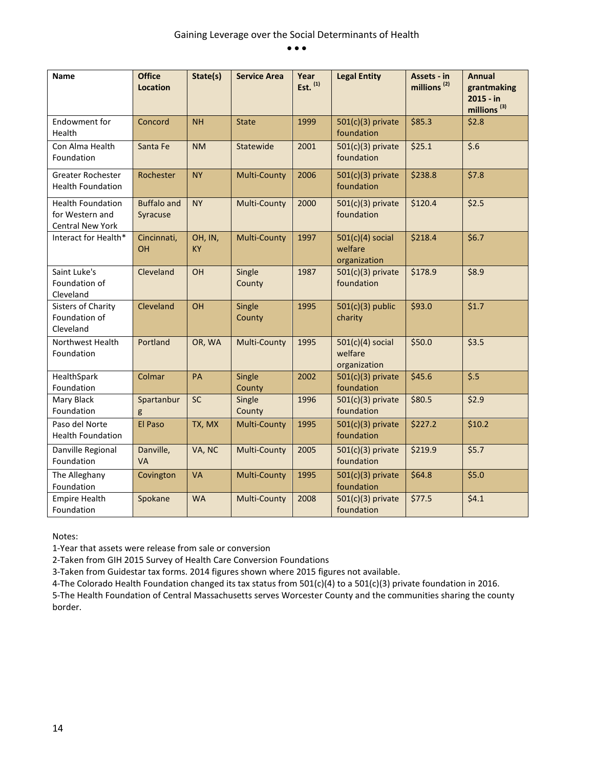| Name | Office Location | State(s) | Service Area | Year Est. [1] | Legal Entity | Assets - in millions [2] | Annual grantmaking 2015 - in millions [3] |
|---|---|---|---|---|---|---|---|
| Endowment for Health | Concord | NH | State | 1999 | 501(c)(3) private foundation | $85.3 | $2.8 |
| Con Alma Health Foundation | Santa Fe | NM | Statewide | 2001 | 501(c)(3) private foundation | $25.1 | $.6 |
| Greater Rochester Health Foundation | Rochester | NY | Multi-County | 2006 | 501(c)(3) private foundation | $238.8 | $7.8 |
| Health Foundation for Western and Central New York | Buffalo and Syracuse | NY | Multi-County | 2000 | 501(c)(3) private foundation | $120.4 | $2.5 |
| Interact for Health* | Cincinnati, OH | OH, IN, KY | Multi-County | 1997 | 501(c)(4) social welfare organization | $218.4 | $6.7 |
| Saint Luke's Foundation of Cleveland | Cleveland | OH | Single County | 1987 | 501(c)(3) private foundation | $178.9 | $8.9 |
| Sisters of Charity Foundation of Cleveland | Cleveland | OH | Single County | 1995 | 501(c)(3) public charity | $93.0 | $1.7 |
| Northwest Health Foundation | Portland | OR, WA | Multi-County | 1995 | 501(c)(4) social welfare organization | $50.0 | $3.5 |
| HealthSpark Foundation | Colmar | PA | Single County | 2002 | 501(c)(3) private foundation | $45.6 | $.5 |
| Mary Black Foundation | Spartanburg | SC | Single County | 1996 | 501(c)(3) private foundation | $80.5 | $2.9 |
| Paso del Norte Health Foundation | El Paso | TX, MX | Multi-County | 1995 | 501(c)(3) private foundation | $227.2 | $10.2 |
| Danville Regional Foundation | Danville, VA | VA, NC | Multi-County | 2005 | 501(c)(3) private foundation | $219.9 | $5.7 |
| The Alleghany Foundation | Covington | VA | Multi-County | 1995 | 501(c)(3) private foundation | $64.8 | $5.0 |
| Empire Health Foundation | Spokane | WA | Multi-County | 2008 | 501(c)(3) private foundation | $77.5 | $4.1 |

Notes:

1-Year that assets were release from sale or conversion

2-Taken from GIH 2015 Survey of Health Care Conversion Foundations

3-Taken from Guidestar tax forms. 2014 figures shown where 2015 figures not available.

4-The Colorado Health Foundation changed its tax status from 501(c)(4) to a 501(c)(3) private foundation in 2016.

5-The Health Foundation of Central Massachusetts serves Worcester County and the communities sharing the county border.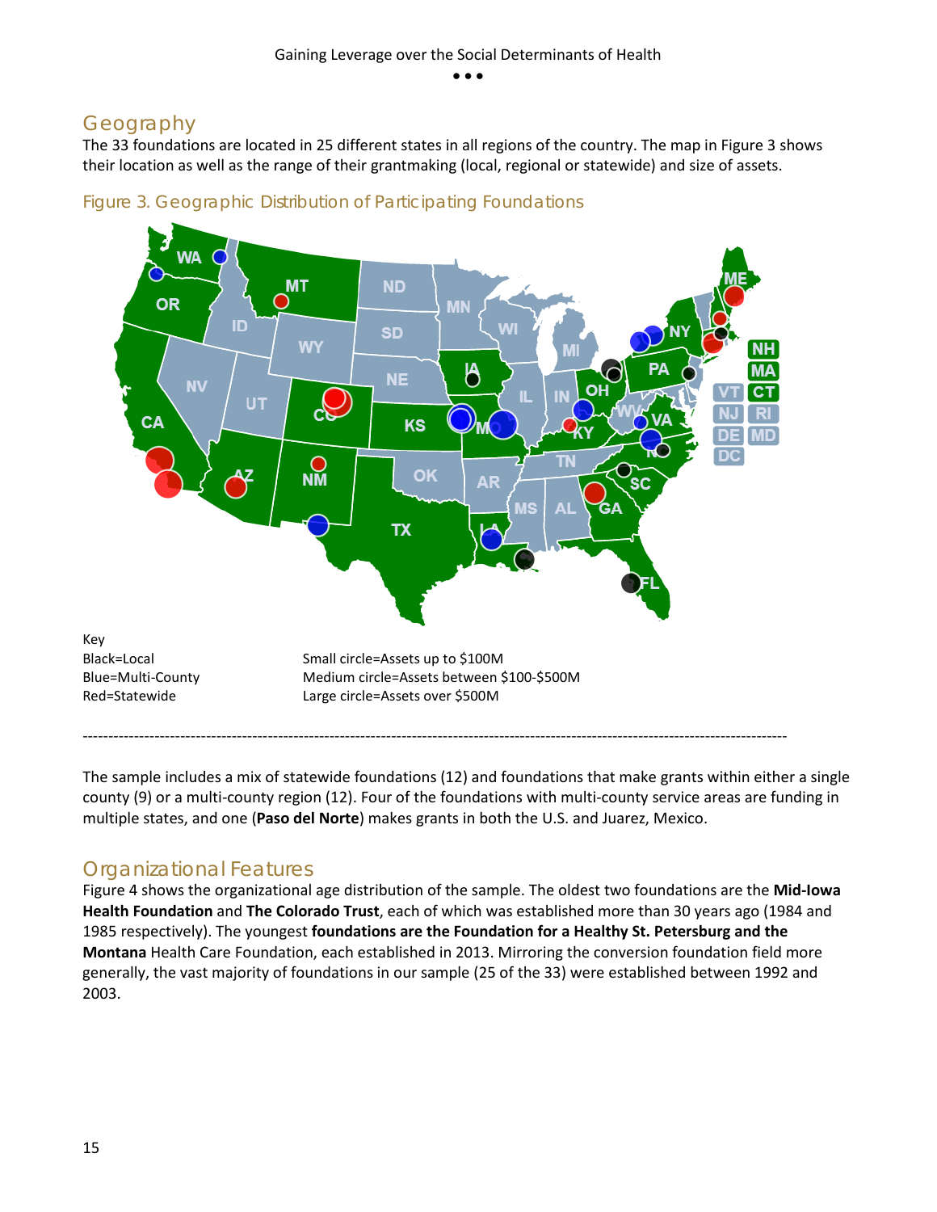## Geography

The 33 foundations are located in 25 different states in all regions of the country. The map in Figure 3 shows their location as well as the range of their grantmaking (local, regional or statewide) and size of assets.

Figure 3. Geographic Distribution of Participating Foundations

Key
Black=Local
Blue=Multi-County
Red=Statewide

Small circle=Assets up to $100M
Medium circle=Assets between $100-$500M
Large circle=Assets over $500M

The sample includes a mix of statewide foundations (12) and foundations that make grants within either a single county (9) or a multi-county region (12). Four of the foundations with multi-county service areas are funding in multiple states, and one (**Paso del Norte**) makes grants in both the U.S. and Juarez, Mexico.

## Organizational Features

Figure 4 shows the organizational age distribution of the sample. The oldest two foundations are the **Mid-Iowa Health Foundation** and **The Colorado Trust**, each of which was established more than 30 years ago (1984 and 1985 respectively). The youngest **foundations are the Foundation for a Healthy St. Petersburg and the Montana** Health Care Foundation, each established in 2013. Mirroring the conversion foundation field more generally, the vast majority of foundations in our sample (25 of the 33) were established between 1992 and 2003.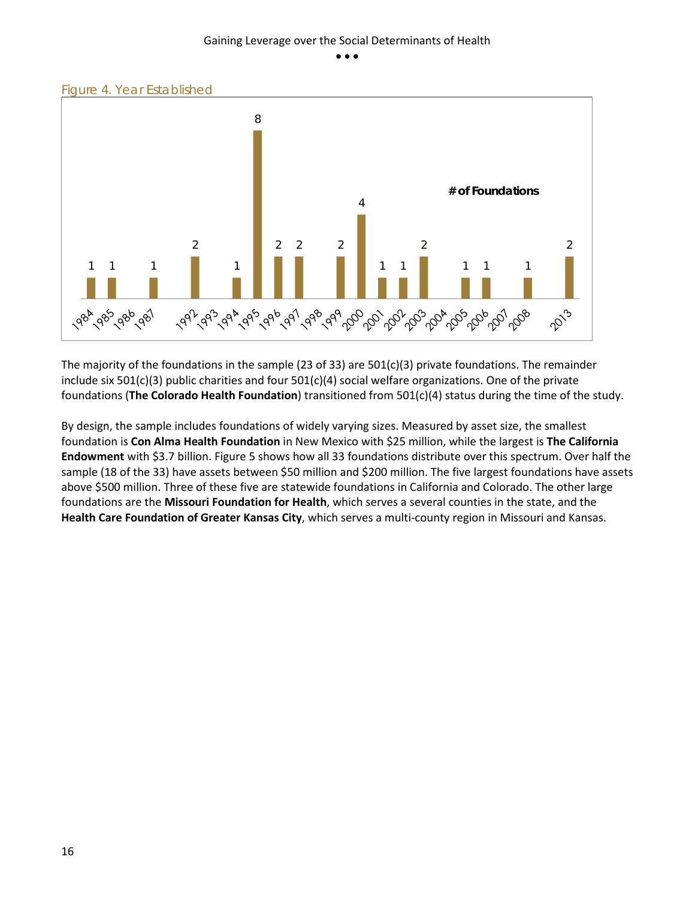Figure 4. Year Established

| Year | # of Foundations |
|---|---|
| 1984 | 1 |
| 1985 | 1 |
| 1986 | |
| 1987 | 1 |
| 1992 | 2 |
| 1993 | |
| 1994 | 1 |
| 1995 | 8 |
| 1996 | 2 |
| 1997 | 2 |
| 1998 | |
| 1999 | 2 |
| 2000 | 4 |
| 2001 | 1 |
| 2002 | 1 |
| 2003 | 2 |
| 2004 | |
| 2005 | 1 |
| 2006 | 1 |
| 2007 | |
| 2008 | 1 |
| 2013 | 2 |

The majority of the foundations in the sample (23 of 33) are 501(c)(3) private foundations. The remainder include six 501(c)(3) public charities and four 501(c)(4) social welfare organizations. One of the private foundations (**The Colorado Health Foundation**) transitioned from 501(c)(4) status during the time of the study.

By design, the sample includes foundations of widely varying sizes. Measured by asset size, the smallest foundation is **Con Alma Health Foundation** in New Mexico with $25 million, while the largest is **The California Endowment** with $3.7 billion. Figure 5 shows how all 33 foundations distribute over this spectrum. Over half the sample (18 of the 33) have assets between $50 million and $200 million. The five largest foundations have assets above $500 million. Three of these five are statewide foundations in California and Colorado. The other large foundations are the **Missouri Foundation for Health**, which serves a several counties in the state, and the **Health Care Foundation of Greater Kansas City**, which serves a multi-county region in Missouri and Kansas.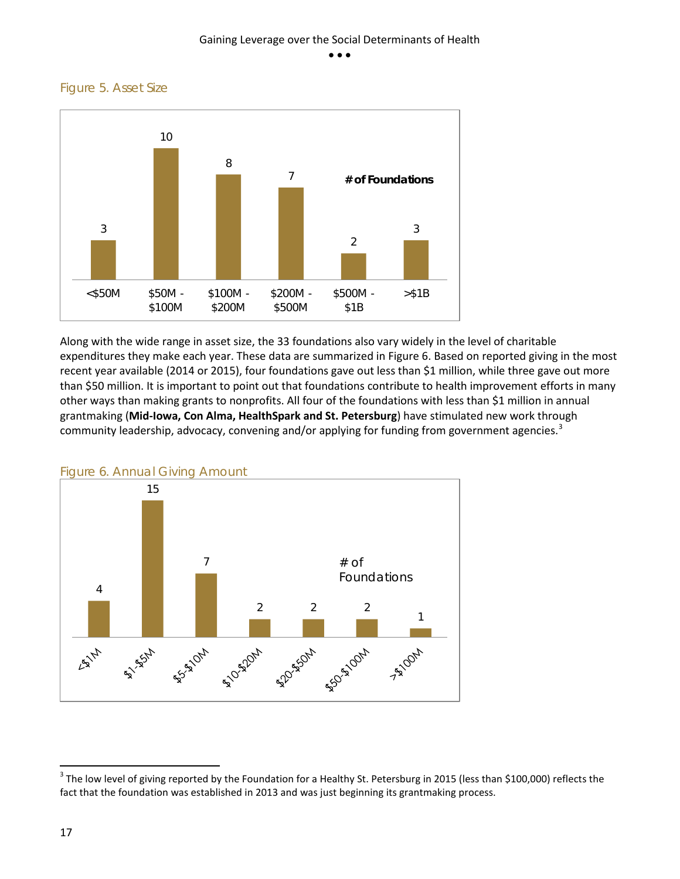Figure 5. Asset Size

| Asset Size | # of Foundations |
| --- | --- |
| <$50M | 3 |
| $50M - $100M | 10 |
| $100M - $200M | 8 |
| $200M - $500M | 7 |
| $500M - $1B | 2 |
| >$1B | 3 |

Along with the wide range in asset size, the 33 foundations also vary widely in the level of charitable expenditures they make each year. These data are summarized in Figure 6. Based on reported giving in the most recent year available (2014 or 2015), four foundations gave out less than $1 million, while three gave out more than $50 million. It is important to point out that foundations contribute to health improvement efforts in many other ways than making grants to nonprofits. All four of the foundations with less than $1 million in annual grantmaking (**Mid-Iowa, Con Alma, HealthSpark and St. Petersburg**) have stimulated new work through community leadership, advocacy, convening and/or applying for funding from government agencies.[3]

Figure 6. Annual Giving Amount

| Annual Giving | # of Foundations |
| --- | --- |
| <$1M | 4 |
| $1-$5M | 15 |
| $5-$10M | 7 |
| $10-$20M | 2 |
| $20-$50M | 2 |
| $50-$100M | 2 |
| >$100M | 1 |

[3] The low level of giving reported by the Foundation for a Healthy St. Petersburg in 2015 (less than $100,000) reflects the fact that the foundation was established in 2013 and was just beginning its grantmaking process.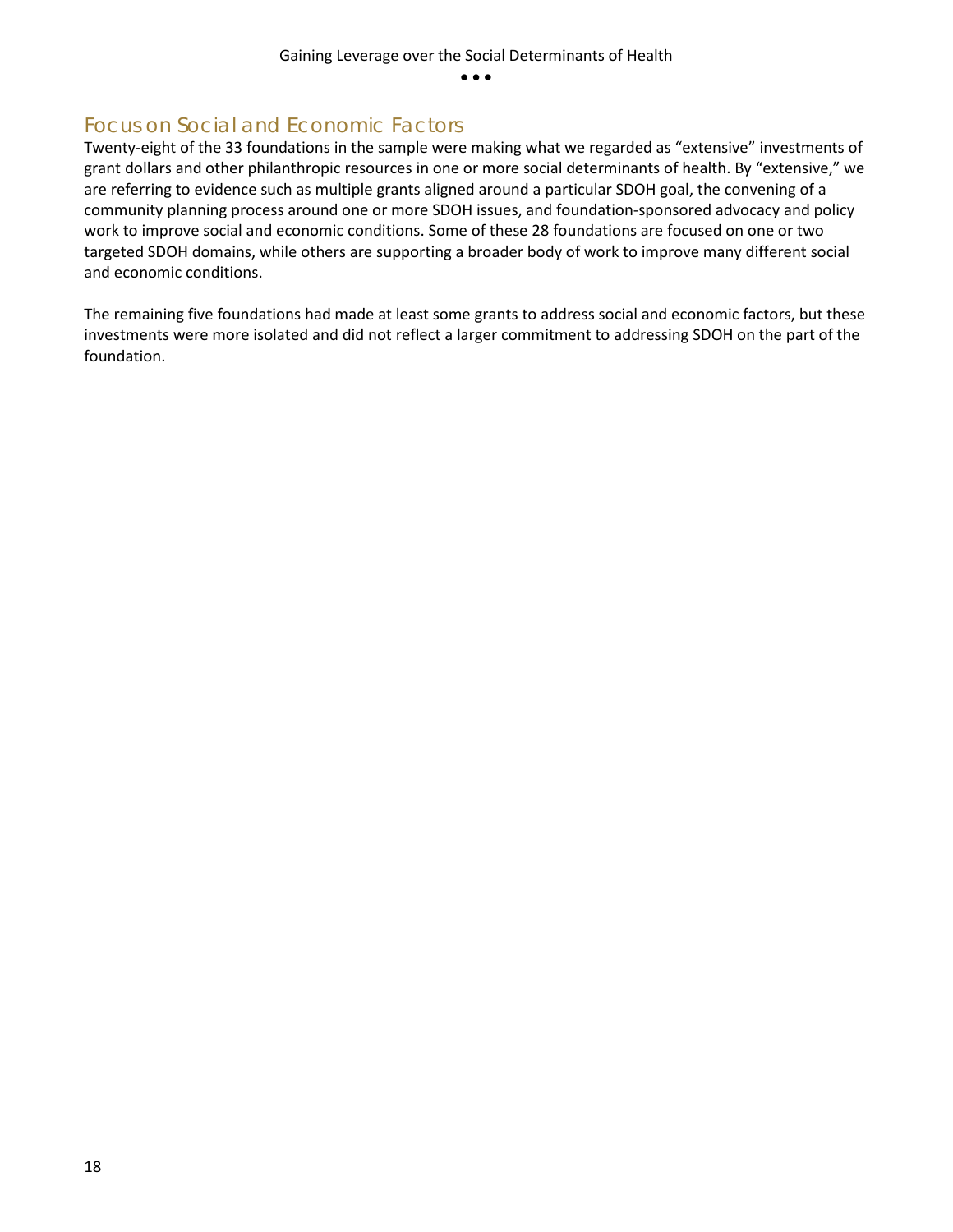## Focus on Social and Economic Factors

Twenty-eight of the 33 foundations in the sample were making what we regarded as "extensive" investments of grant dollars and other philanthropic resources in one or more social determinants of health. By "extensive," we are referring to evidence such as multiple grants aligned around a particular SDOH goal, the convening of a community planning process around one or more SDOH issues, and foundation-sponsored advocacy and policy work to improve social and economic conditions. Some of these 28 foundations are focused on one or two targeted SDOH domains, while others are supporting a broader body of work to improve many different social and economic conditions.

The remaining five foundations had made at least some grants to address social and economic factors, but these investments were more isolated and did not reflect a larger commitment to addressing SDOH on the part of the foundation.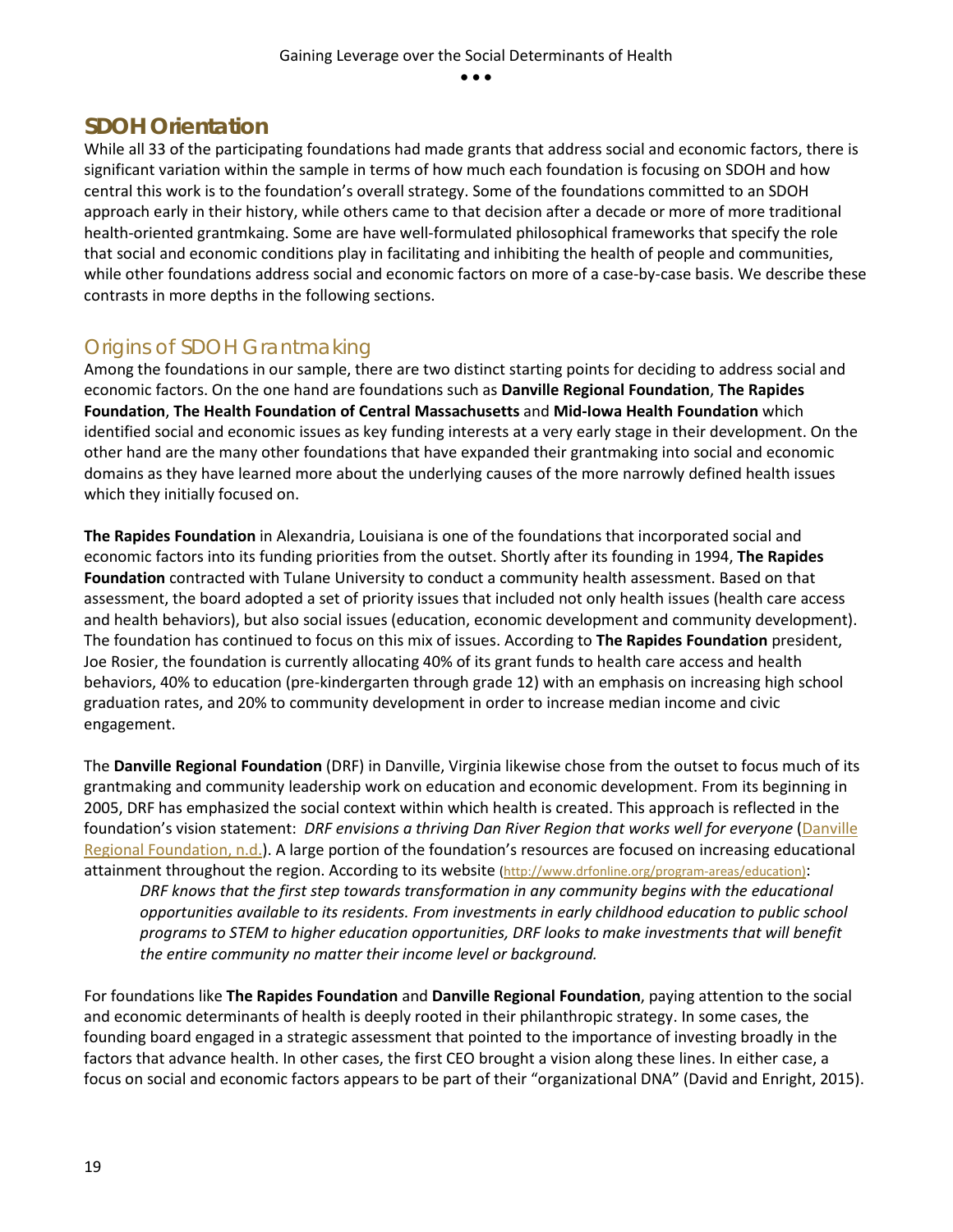## SDOH Orientation

While all 33 of the participating foundations had made grants that address social and economic factors, there is significant variation within the sample in terms of how much each foundation is focusing on SDOH and how central this work is to the foundation's overall strategy. Some of the foundations committed to an SDOH approach early in their history, while others came to that decision after a decade or more of more traditional health-oriented grantmkaing. Some are have well-formulated philosophical frameworks that specify the role that social and economic conditions play in facilitating and inhibiting the health of people and communities, while other foundations address social and economic factors on more of a case-by-case basis. We describe these contrasts in more depths in the following sections.

### Origins of SDOH Grantmaking

Among the foundations in our sample, there are two distinct starting points for deciding to address social and economic factors. On the one hand are foundations such as **Danville Regional Foundation**, **The Rapides Foundation**, **The Health Foundation of Central Massachusetts** and **Mid-Iowa Health Foundation** which identified social and economic issues as key funding interests at a very early stage in their development. On the other hand are the many other foundations that have expanded their grantmaking into social and economic domains as they have learned more about the underlying causes of the more narrowly defined health issues which they initially focused on.

**The Rapides Foundation** in Alexandria, Louisiana is one of the foundations that incorporated social and economic factors into its funding priorities from the outset. Shortly after its founding in 1994, **The Rapides Foundation** contracted with Tulane University to conduct a community health assessment. Based on that assessment, the board adopted a set of priority issues that included not only health issues (health care access and health behaviors), but also social issues (education, economic development and community development). The foundation has continued to focus on this mix of issues. According to **The Rapides Foundation** president, Joe Rosier, the foundation is currently allocating 40% of its grant funds to health care access and health behaviors, 40% to education (pre-kindergarten through grade 12) with an emphasis on increasing high school graduation rates, and 20% to community development in order to increase median income and civic engagement.

The **Danville Regional Foundation** (DRF) in Danville, Virginia likewise chose from the outset to focus much of its grantmaking and community leadership work on education and economic development. From its beginning in 2005, DRF has emphasized the social context within which health is created. This approach is reflected in the foundation's vision statement: *DRF envisions a thriving Dan River Region that works well for everyone* (Danville Regional Foundation, n.d.). A large portion of the foundation's resources are focused on increasing educational attainment throughout the region. According to its website (http://www.drfonline.org/program-areas/education):

> *DRF knows that the first step towards transformation in any community begins with the educational opportunities available to its residents. From investments in early childhood education to public school programs to STEM to higher education opportunities, DRF looks to make investments that will benefit the entire community no matter their income level or background.*

For foundations like **The Rapides Foundation** and **Danville Regional Foundation**, paying attention to the social and economic determinants of health is deeply rooted in their philanthropic strategy. In some cases, the founding board engaged in a strategic assessment that pointed to the importance of investing broadly in the factors that advance health. In other cases, the first CEO brought a vision along these lines. In either case, a focus on social and economic factors appears to be part of their "organizational DNA" (David and Enright, 2015).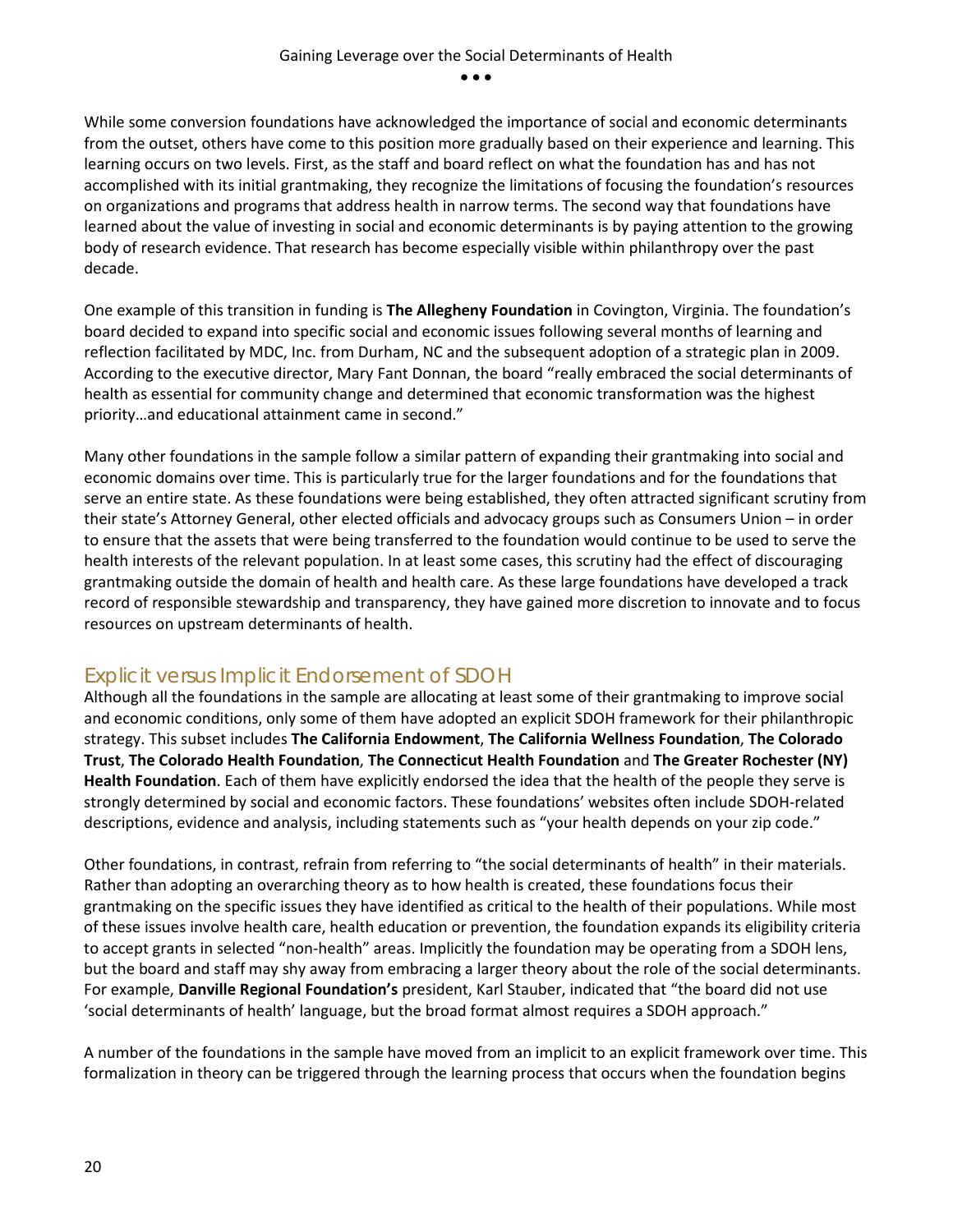While some conversion foundations have acknowledged the importance of social and economic determinants from the outset, others have come to this position more gradually based on their experience and learning. This learning occurs on two levels. First, as the staff and board reflect on what the foundation has and has not accomplished with its initial grantmaking, they recognize the limitations of focusing the foundation's resources on organizations and programs that address health in narrow terms. The second way that foundations have learned about the value of investing in social and economic determinants is by paying attention to the growing body of research evidence. That research has become especially visible within philanthropy over the past decade.

One example of this transition in funding is **The Allegheny Foundation** in Covington, Virginia. The foundation's board decided to expand into specific social and economic issues following several months of learning and reflection facilitated by MDC, Inc. from Durham, NC and the subsequent adoption of a strategic plan in 2009. According to the executive director, Mary Fant Donnan, the board "really embraced the social determinants of health as essential for community change and determined that economic transformation was the highest priority…and educational attainment came in second."

Many other foundations in the sample follow a similar pattern of expanding their grantmaking into social and economic domains over time. This is particularly true for the larger foundations and for the foundations that serve an entire state. As these foundations were being established, they often attracted significant scrutiny from their state's Attorney General, other elected officials and advocacy groups such as Consumers Union – in order to ensure that the assets that were being transferred to the foundation would continue to be used to serve the health interests of the relevant population. In at least some cases, this scrutiny had the effect of discouraging grantmaking outside the domain of health and health care. As these large foundations have developed a track record of responsible stewardship and transparency, they have gained more discretion to innovate and to focus resources on upstream determinants of health.

## Explicit versus Implicit Endorsement of SDOH

Although all the foundations in the sample are allocating at least some of their grantmaking to improve social and economic conditions, only some of them have adopted an explicit SDOH framework for their philanthropic strategy. This subset includes **The California Endowment**, **The California Wellness Foundation**, **The Colorado Trust**, **The Colorado Health Foundation**, **The Connecticut Health Foundation** and **The Greater Rochester (NY) Health Foundation**. Each of them have explicitly endorsed the idea that the health of the people they serve is strongly determined by social and economic factors. These foundations' websites often include SDOH-related descriptions, evidence and analysis, including statements such as "your health depends on your zip code."

Other foundations, in contrast, refrain from referring to "the social determinants of health" in their materials. Rather than adopting an overarching theory as to how health is created, these foundations focus their grantmaking on the specific issues they have identified as critical to the health of their populations. While most of these issues involve health care, health education or prevention, the foundation expands its eligibility criteria to accept grants in selected "non-health" areas. Implicitly the foundation may be operating from a SDOH lens, but the board and staff may shy away from embracing a larger theory about the role of the social determinants. For example, **Danville Regional Foundation's** president, Karl Stauber, indicated that "the board did not use 'social determinants of health' language, but the broad format almost requires a SDOH approach."

A number of the foundations in the sample have moved from an implicit to an explicit framework over time. This formalization in theory can be triggered through the learning process that occurs when the foundation begins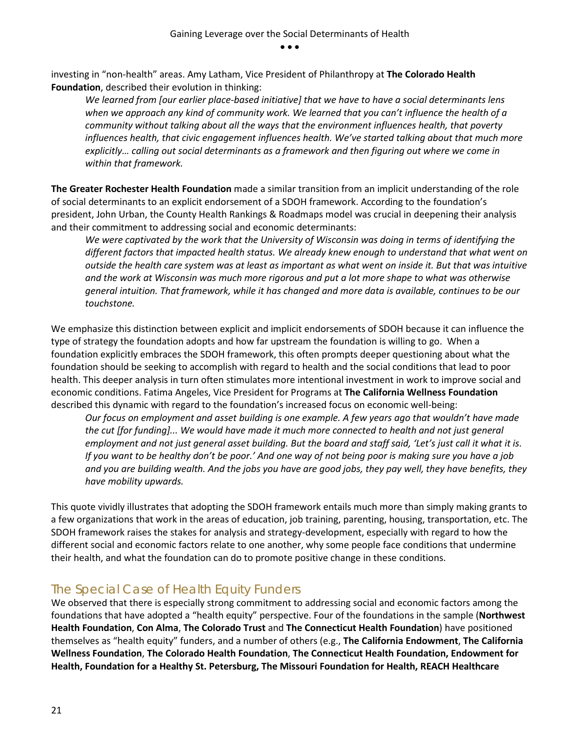investing in "non-health" areas. Amy Latham, Vice President of Philanthropy at **The Colorado Health Foundation**, described their evolution in thinking:

> *We learned from [our earlier place-based initiative] that we have to have a social determinants lens when we approach any kind of community work. We learned that you can't influence the health of a community without talking about all the ways that the environment influences health, that poverty influences health, that civic engagement influences health. We've started talking about that much more explicitly… calling out social determinants as a framework and then figuring out where we come in within that framework.*

**The Greater Rochester Health Foundation** made a similar transition from an implicit understanding of the role of social determinants to an explicit endorsement of a SDOH framework. According to the foundation's president, John Urban, the County Health Rankings & Roadmaps model was crucial in deepening their analysis and their commitment to addressing social and economic determinants:

> *We were captivated by the work that the University of Wisconsin was doing in terms of identifying the different factors that impacted health status. We already knew enough to understand that what went on outside the health care system was at least as important as what went on inside it. But that was intuitive and the work at Wisconsin was much more rigorous and put a lot more shape to what was otherwise general intuition. That framework, while it has changed and more data is available, continues to be our touchstone.*

We emphasize this distinction between explicit and implicit endorsements of SDOH because it can influence the type of strategy the foundation adopts and how far upstream the foundation is willing to go. When a foundation explicitly embraces the SDOH framework, this often prompts deeper questioning about what the foundation should be seeking to accomplish with regard to health and the social conditions that lead to poor health. This deeper analysis in turn often stimulates more intentional investment in work to improve social and economic conditions. Fatima Angeles, Vice President for Programs at **The California Wellness Foundation** described this dynamic with regard to the foundation's increased focus on economic well-being:

> *Our focus on employment and asset building is one example. A few years ago that wouldn't have made the cut [for funding]... We would have made it much more connected to health and not just general employment and not just general asset building. But the board and staff said, 'Let's just call it what it is. If you want to be healthy don't be poor.' And one way of not being poor is making sure you have a job and you are building wealth. And the jobs you have are good jobs, they pay well, they have benefits, they have mobility upwards.*

This quote vividly illustrates that adopting the SDOH framework entails much more than simply making grants to a few organizations that work in the areas of education, job training, parenting, housing, transportation, etc. The SDOH framework raises the stakes for analysis and strategy-development, especially with regard to how the different social and economic factors relate to one another, why some people face conditions that undermine their health, and what the foundation can do to promote positive change in these conditions.

## The Special Case of Health Equity Funders

We observed that there is especially strong commitment to addressing social and economic factors among the foundations that have adopted a "health equity" perspective. Four of the foundations in the sample (**Northwest Health Foundation**, **Con Alma**, **The Colorado Trust** and **The Connecticut Health Foundation**) have positioned themselves as "health equity" funders, and a number of others (e.g., **The California Endowment**, **The California Wellness Foundation**, **The Colorado Health Foundation**, **The Connecticut Health Foundation, Endowment for Health, Foundation for a Healthy St. Petersburg, The Missouri Foundation for Health, REACH Healthcare**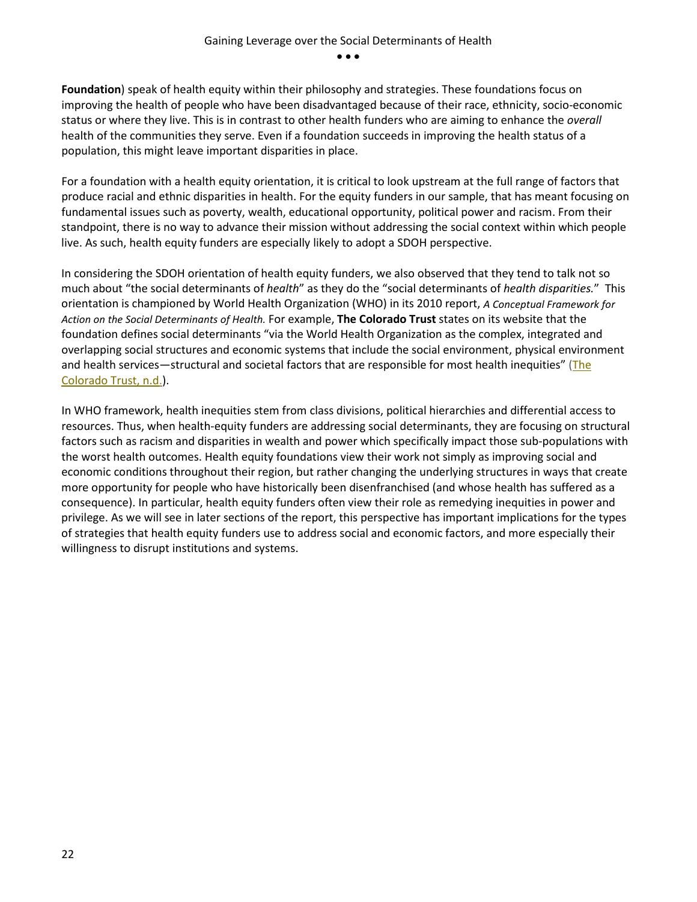**Foundation**) speak of health equity within their philosophy and strategies. These foundations focus on improving the health of people who have been disadvantaged because of their race, ethnicity, socio-economic status or where they live. This is in contrast to other health funders who are aiming to enhance the *overall* health of the communities they serve. Even if a foundation succeeds in improving the health status of a population, this might leave important disparities in place.

For a foundation with a health equity orientation, it is critical to look upstream at the full range of factors that produce racial and ethnic disparities in health. For the equity funders in our sample, that has meant focusing on fundamental issues such as poverty, wealth, educational opportunity, political power and racism. From their standpoint, there is no way to advance their mission without addressing the social context within which people live. As such, health equity funders are especially likely to adopt a SDOH perspective.

In considering the SDOH orientation of health equity funders, we also observed that they tend to talk not so much about "the social determinants of *health*" as they do the "social determinants of *health disparities.*" This orientation is championed by World Health Organization (WHO) in its 2010 report, *A Conceptual Framework for Action on the Social Determinants of Health.* For example, **The Colorado Trust** states on its website that the foundation defines social determinants "via the World Health Organization as the complex, integrated and overlapping social structures and economic systems that include the social environment, physical environment and health services—structural and societal factors that are responsible for most health inequities" (The Colorado Trust, n.d.).

In WHO framework, health inequities stem from class divisions, political hierarchies and differential access to resources. Thus, when health-equity funders are addressing social determinants, they are focusing on structural factors such as racism and disparities in wealth and power which specifically impact those sub-populations with the worst health outcomes. Health equity foundations view their work not simply as improving social and economic conditions throughout their region, but rather changing the underlying structures in ways that create more opportunity for people who have historically been disenfranchised (and whose health has suffered as a consequence). In particular, health equity funders often view their role as remedying inequities in power and privilege. As we will see in later sections of the report, this perspective has important implications for the types of strategies that health equity funders use to address social and economic factors, and more especially their willingness to disrupt institutions and systems.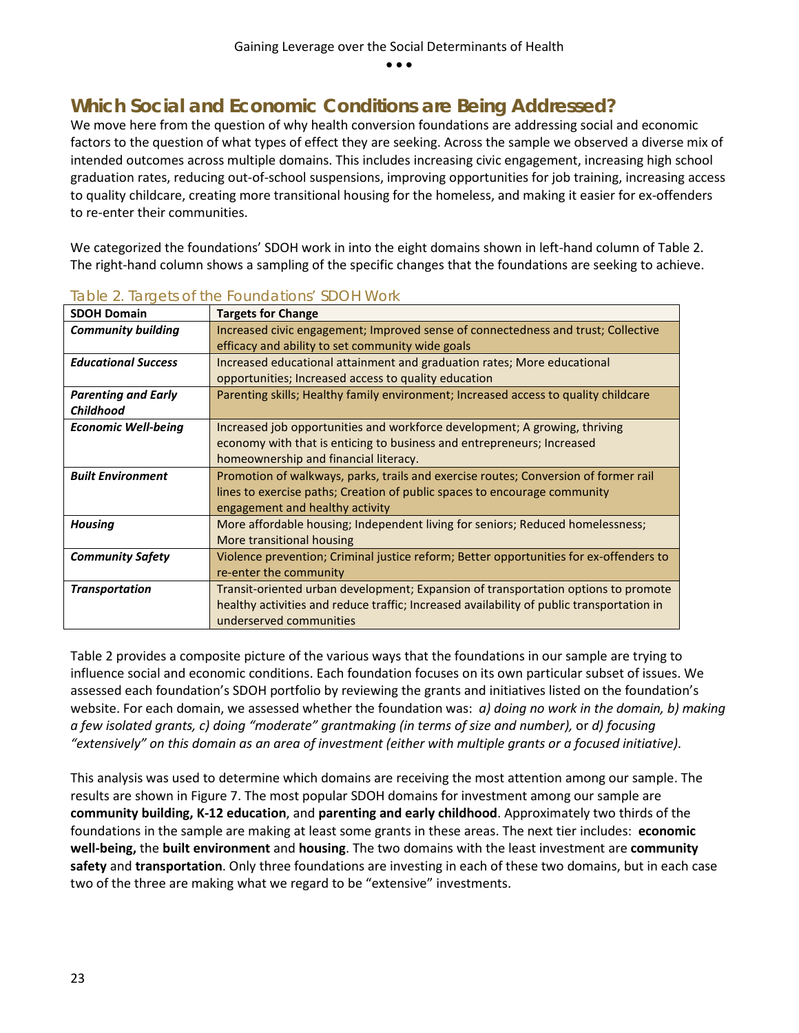## Which Social and Economic Conditions are Being Addressed?

We move here from the question of why health conversion foundations are addressing social and economic factors to the question of what types of effect they are seeking. Across the sample we observed a diverse mix of intended outcomes across multiple domains. This includes increasing civic engagement, increasing high school graduation rates, reducing out-of-school suspensions, improving opportunities for job training, increasing access to quality childcare, creating more transitional housing for the homeless, and making it easier for ex-offenders to re-enter their communities.

We categorized the foundations' SDOH work in into the eight domains shown in left-hand column of Table 2. The right-hand column shows a sampling of the specific changes that the foundations are seeking to achieve.

Table 2. Targets of the Foundations' SDOH Work

| SDOH Domain | Targets for Change |
|---|---|
| ***Community building*** | Increased civic engagement; Improved sense of connectedness and trust; Collective efficacy and ability to set community wide goals |
| ***Educational Success*** | Increased educational attainment and graduation rates; More educational opportunities; Increased access to quality education |
| ***Parenting and Early Childhood*** | Parenting skills; Healthy family environment; Increased access to quality childcare |
| ***Economic Well-being*** | Increased job opportunities and workforce development; A growing, thriving economy with that is enticing to business and entrepreneurs; Increased homeownership and financial literacy. |
| ***Built Environment*** | Promotion of walkways, parks, trails and exercise routes; Conversion of former rail lines to exercise paths; Creation of public spaces to encourage community engagement and healthy activity |
| ***Housing*** | More affordable housing; Independent living for seniors; Reduced homelessness; More transitional housing |
| ***Community Safety*** | Violence prevention; Criminal justice reform; Better opportunities for ex-offenders to re-enter the community |
| ***Transportation*** | Transit-oriented urban development; Expansion of transportation options to promote healthy activities and reduce traffic; Increased availability of public transportation in underserved communities |

Table 2 provides a composite picture of the various ways that the foundations in our sample are trying to influence social and economic conditions. Each foundation focuses on its own particular subset of issues. We assessed each foundation's SDOH portfolio by reviewing the grants and initiatives listed on the foundation's website. For each domain, we assessed whether the foundation was: *a) doing no work in the domain, b) making a few isolated grants, c) doing "moderate" grantmaking (in terms of size and number),* or *d) focusing "extensively" on this domain as an area of investment (either with multiple grants or a focused initiative).*

This analysis was used to determine which domains are receiving the most attention among our sample. The results are shown in Figure 7. The most popular SDOH domains for investment among our sample are **community building, K-12 education**, and **parenting and early childhood**. Approximately two thirds of the foundations in the sample are making at least some grants in these areas. The next tier includes: **economic well-being,** the **built environment** and **housing**. The two domains with the least investment are **community safety** and **transportation**. Only three foundations are investing in each of these two domains, but in each case two of the three are making what we regard to be "extensive" investments.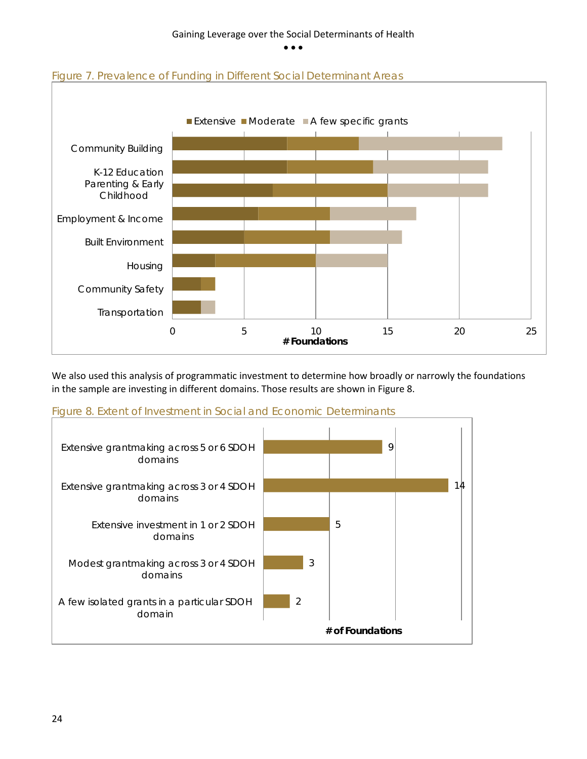Figure 7. Prevalence of Funding in Different Social Determinant Areas

| Area | Extensive | Moderate | A few specific grants |
| --- | --- | --- | --- |
| Community Building | 8 | 5 | 10 |
| K-12 Education | 8 | 6 | 8 |
| Parenting & Early Childhood | 7 | 8 | 7 |
| Employment & Income | 6 | 5 | 6 |
| Built Environment | 5 | 6 | 5 |
| Housing | 3 | 7 | 5 |
| Community Safety | 2 | 1 | |
| Transportation | 2 | | 1 |

We also used this analysis of programmatic investment to determine how broadly or narrowly the foundations in the sample are investing in different domains. Those results are shown in Figure 8.

Figure 8. Extent of Investment in Social and Economic Determinants

| Extent | # of Foundations |
| --- | --- |
| Extensive grantmaking across 5 or 6 SDOH domains | 9 |
| Extensive grantmaking across 3 or 4 SDOH domains | 14 |
| Extensive investment in 1 or 2 SDOH domains | 5 |
| Modest grantmaking across 3 or 4 SDOH domains | 3 |
| A few isolated grants in a particular SDOH domain | 2 |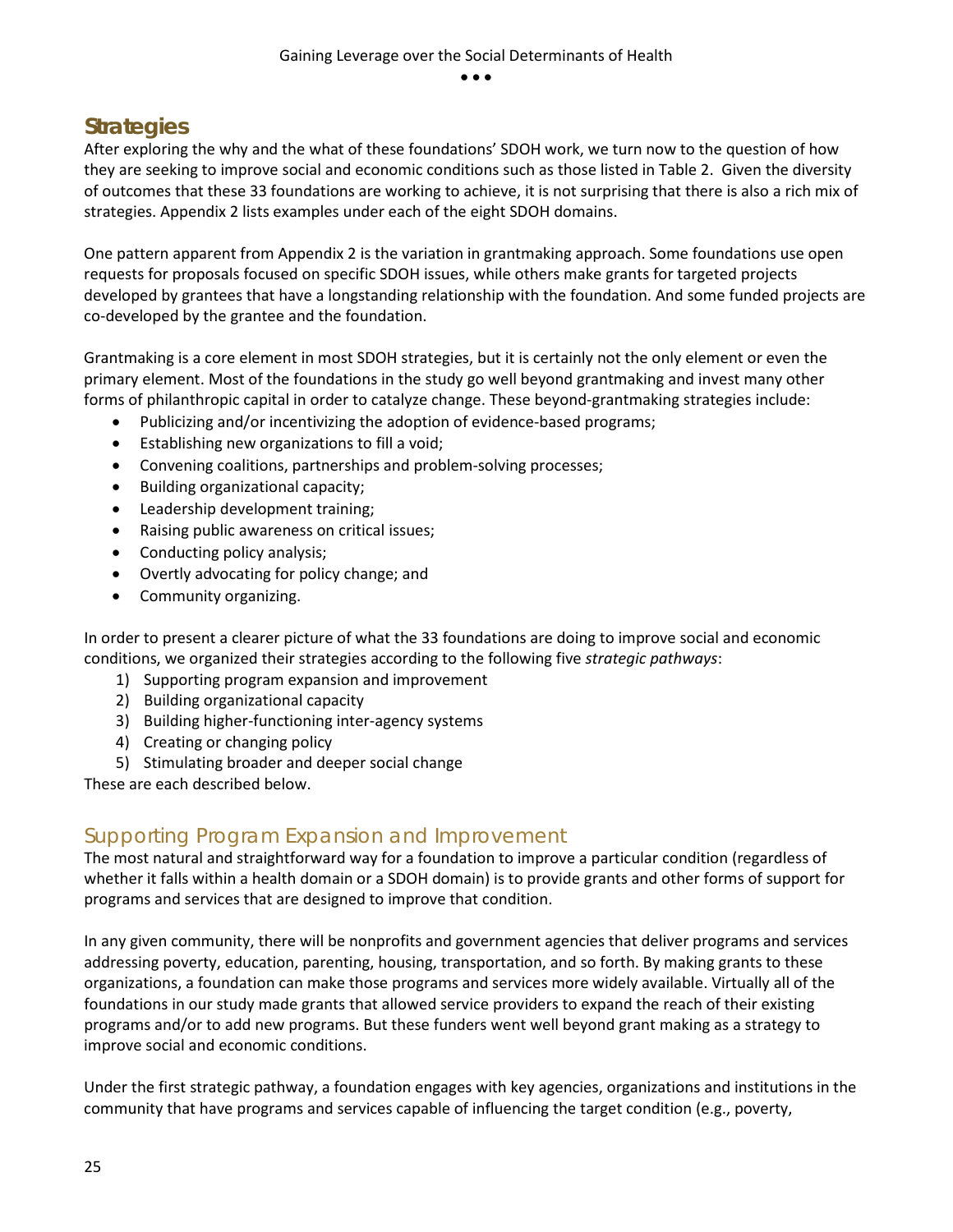## Strategies

After exploring the why and the what of these foundations' SDOH work, we turn now to the question of how they are seeking to improve social and economic conditions such as those listed in Table 2. Given the diversity of outcomes that these 33 foundations are working to achieve, it is not surprising that there is also a rich mix of strategies. Appendix 2 lists examples under each of the eight SDOH domains.

One pattern apparent from Appendix 2 is the variation in grantmaking approach. Some foundations use open requests for proposals focused on specific SDOH issues, while others make grants for targeted projects developed by grantees that have a longstanding relationship with the foundation. And some funded projects are co-developed by the grantee and the foundation.

Grantmaking is a core element in most SDOH strategies, but it is certainly not the only element or even the primary element. Most of the foundations in the study go well beyond grantmaking and invest many other forms of philanthropic capital in order to catalyze change. These beyond-grantmaking strategies include:

- Publicizing and/or incentivizing the adoption of evidence-based programs;
- Establishing new organizations to fill a void;
- Convening coalitions, partnerships and problem-solving processes;
- Building organizational capacity;
- Leadership development training;
- Raising public awareness on critical issues;
- Conducting policy analysis;
- Overtly advocating for policy change; and
- Community organizing.

In order to present a clearer picture of what the 33 foundations are doing to improve social and economic conditions, we organized their strategies according to the following five *strategic pathways*:

1) Supporting program expansion and improvement
2) Building organizational capacity
3) Building higher-functioning inter-agency systems
4) Creating or changing policy
5) Stimulating broader and deeper social change

These are each described below.

### Supporting Program Expansion and Improvement

The most natural and straightforward way for a foundation to improve a particular condition (regardless of whether it falls within a health domain or a SDOH domain) is to provide grants and other forms of support for programs and services that are designed to improve that condition.

In any given community, there will be nonprofits and government agencies that deliver programs and services addressing poverty, education, parenting, housing, transportation, and so forth. By making grants to these organizations, a foundation can make those programs and services more widely available. Virtually all of the foundations in our study made grants that allowed service providers to expand the reach of their existing programs and/or to add new programs. But these funders went well beyond grant making as a strategy to improve social and economic conditions.

Under the first strategic pathway, a foundation engages with key agencies, organizations and institutions in the community that have programs and services capable of influencing the target condition (e.g., poverty,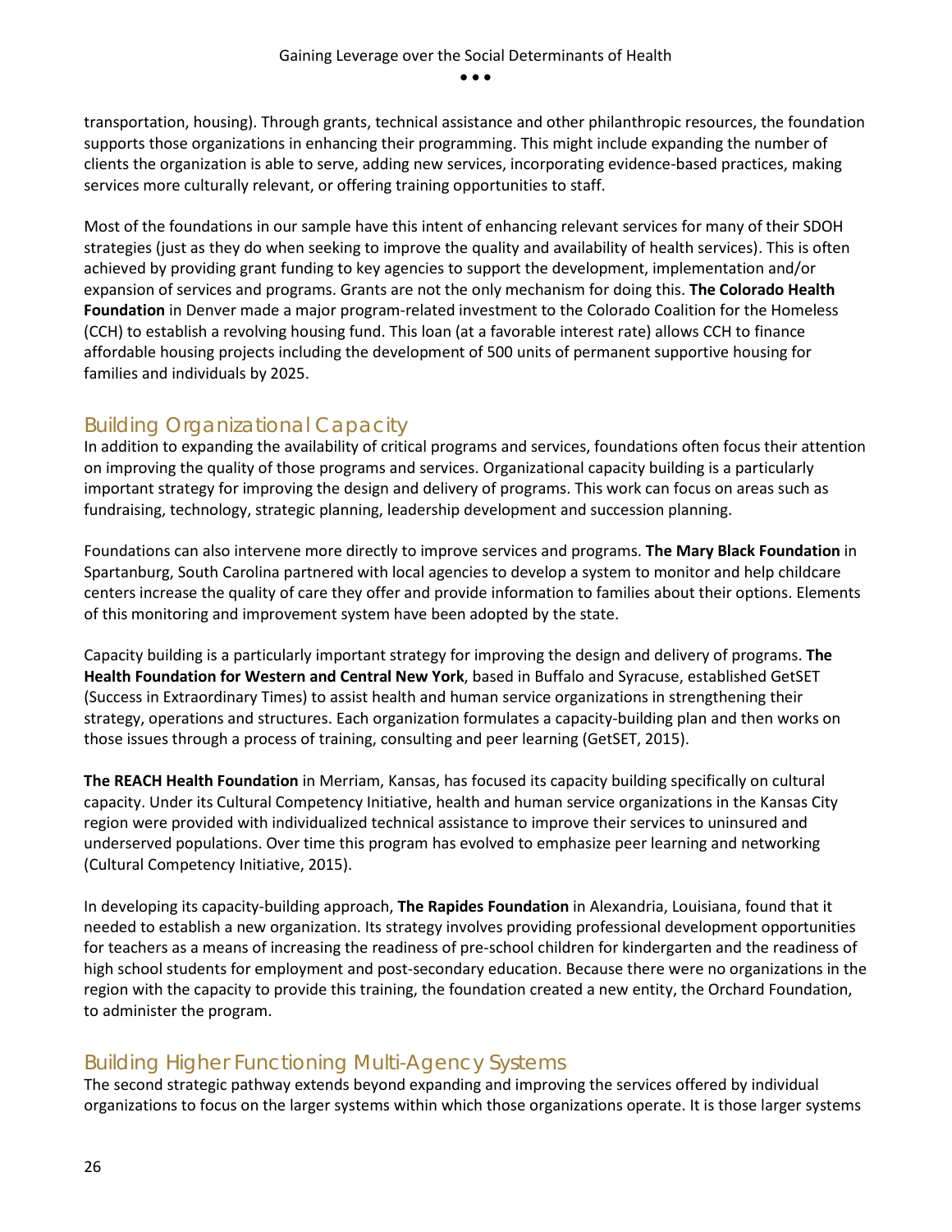transportation, housing). Through grants, technical assistance and other philanthropic resources, the foundation supports those organizations in enhancing their programming. This might include expanding the number of clients the organization is able to serve, adding new services, incorporating evidence-based practices, making services more culturally relevant, or offering training opportunities to staff.

Most of the foundations in our sample have this intent of enhancing relevant services for many of their SDOH strategies (just as they do when seeking to improve the quality and availability of health services). This is often achieved by providing grant funding to key agencies to support the development, implementation and/or expansion of services and programs. Grants are not the only mechanism for doing this. **The Colorado Health Foundation** in Denver made a major program-related investment to the Colorado Coalition for the Homeless (CCH) to establish a revolving housing fund. This loan (at a favorable interest rate) allows CCH to finance affordable housing projects including the development of 500 units of permanent supportive housing for families and individuals by 2025.

## Building Organizational Capacity

In addition to expanding the availability of critical programs and services, foundations often focus their attention on improving the quality of those programs and services. Organizational capacity building is a particularly important strategy for improving the design and delivery of programs. This work can focus on areas such as fundraising, technology, strategic planning, leadership development and succession planning.

Foundations can also intervene more directly to improve services and programs. **The Mary Black Foundation** in Spartanburg, South Carolina partnered with local agencies to develop a system to monitor and help childcare centers increase the quality of care they offer and provide information to families about their options. Elements of this monitoring and improvement system have been adopted by the state.

Capacity building is a particularly important strategy for improving the design and delivery of programs. **The Health Foundation for Western and Central New York**, based in Buffalo and Syracuse, established GetSET (Success in Extraordinary Times) to assist health and human service organizations in strengthening their strategy, operations and structures. Each organization formulates a capacity-building plan and then works on those issues through a process of training, consulting and peer learning (GetSET, 2015).

**The REACH Health Foundation** in Merriam, Kansas, has focused its capacity building specifically on cultural capacity. Under its Cultural Competency Initiative, health and human service organizations in the Kansas City region were provided with individualized technical assistance to improve their services to uninsured and underserved populations. Over time this program has evolved to emphasize peer learning and networking (Cultural Competency Initiative, 2015).

In developing its capacity-building approach, **The Rapides Foundation** in Alexandria, Louisiana, found that it needed to establish a new organization. Its strategy involves providing professional development opportunities for teachers as a means of increasing the readiness of pre-school children for kindergarten and the readiness of high school students for employment and post-secondary education. Because there were no organizations in the region with the capacity to provide this training, the foundation created a new entity, the Orchard Foundation, to administer the program.

## Building Higher Functioning Multi-Agency Systems

The second strategic pathway extends beyond expanding and improving the services offered by individual organizations to focus on the larger systems within which those organizations operate. It is those larger systems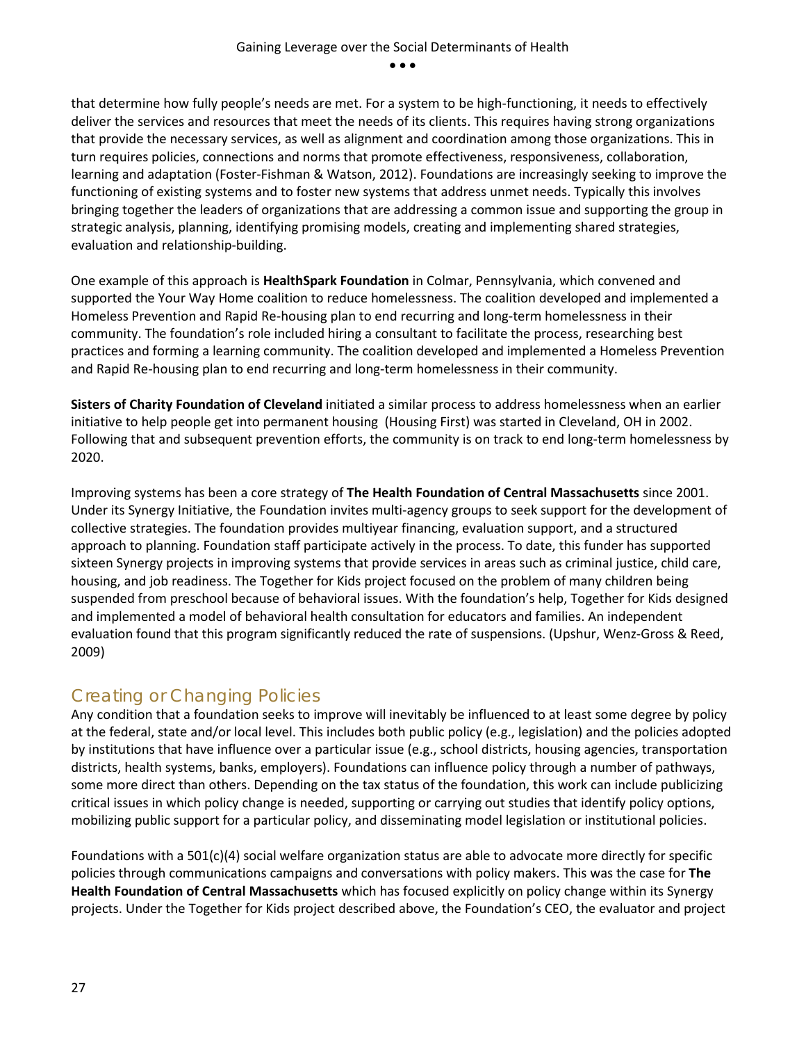that determine how fully people's needs are met. For a system to be high-functioning, it needs to effectively deliver the services and resources that meet the needs of its clients. This requires having strong organizations that provide the necessary services, as well as alignment and coordination among those organizations. This in turn requires policies, connections and norms that promote effectiveness, responsiveness, collaboration, learning and adaptation (Foster-Fishman & Watson, 2012). Foundations are increasingly seeking to improve the functioning of existing systems and to foster new systems that address unmet needs. Typically this involves bringing together the leaders of organizations that are addressing a common issue and supporting the group in strategic analysis, planning, identifying promising models, creating and implementing shared strategies, evaluation and relationship-building.

One example of this approach is **HealthSpark Foundation** in Colmar, Pennsylvania, which convened and supported the Your Way Home coalition to reduce homelessness. The coalition developed and implemented a Homeless Prevention and Rapid Re-housing plan to end recurring and long-term homelessness in their community. The foundation's role included hiring a consultant to facilitate the process, researching best practices and forming a learning community. The coalition developed and implemented a Homeless Prevention and Rapid Re-housing plan to end recurring and long-term homelessness in their community.

**Sisters of Charity Foundation of Cleveland** initiated a similar process to address homelessness when an earlier initiative to help people get into permanent housing (Housing First) was started in Cleveland, OH in 2002. Following that and subsequent prevention efforts, the community is on track to end long-term homelessness by 2020.

Improving systems has been a core strategy of **The Health Foundation of Central Massachusetts** since 2001. Under its Synergy Initiative, the Foundation invites multi-agency groups to seek support for the development of collective strategies. The foundation provides multiyear financing, evaluation support, and a structured approach to planning. Foundation staff participate actively in the process. To date, this funder has supported sixteen Synergy projects in improving systems that provide services in areas such as criminal justice, child care, housing, and job readiness. The Together for Kids project focused on the problem of many children being suspended from preschool because of behavioral issues. With the foundation's help, Together for Kids designed and implemented a model of behavioral health consultation for educators and families. An independent evaluation found that this program significantly reduced the rate of suspensions. (Upshur, Wenz-Gross & Reed, 2009)

## Creating or Changing Policies

Any condition that a foundation seeks to improve will inevitably be influenced to at least some degree by policy at the federal, state and/or local level. This includes both public policy (e.g., legislation) and the policies adopted by institutions that have influence over a particular issue (e.g., school districts, housing agencies, transportation districts, health systems, banks, employers). Foundations can influence policy through a number of pathways, some more direct than others. Depending on the tax status of the foundation, this work can include publicizing critical issues in which policy change is needed, supporting or carrying out studies that identify policy options, mobilizing public support for a particular policy, and disseminating model legislation or institutional policies.

Foundations with a 501(c)(4) social welfare organization status are able to advocate more directly for specific policies through communications campaigns and conversations with policy makers. This was the case for **The Health Foundation of Central Massachusetts** which has focused explicitly on policy change within its Synergy projects. Under the Together for Kids project described above, the Foundation's CEO, the evaluator and project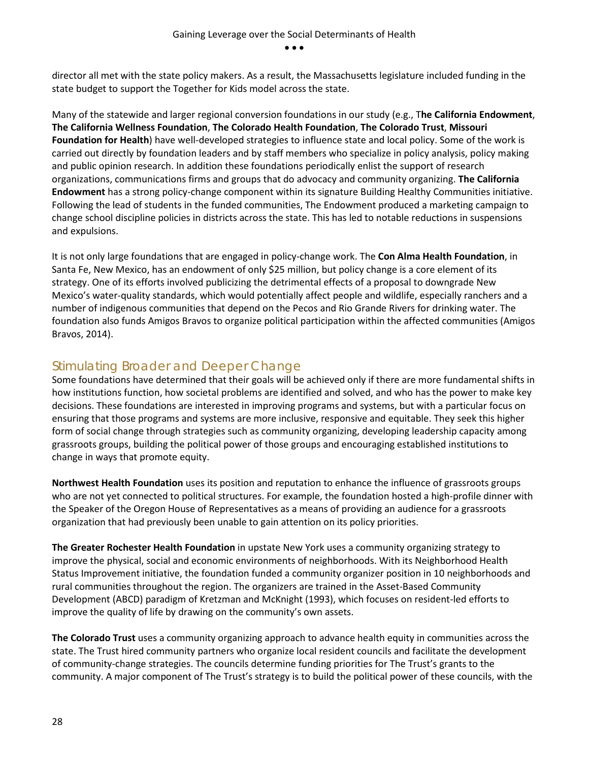director all met with the state policy makers. As a result, the Massachusetts legislature included funding in the state budget to support the Together for Kids model across the state.

Many of the statewide and larger regional conversion foundations in our study (e.g., **The California Endowment**, **The California Wellness Foundation**, **The Colorado Health Foundation**, **The Colorado Trust**, **Missouri Foundation for Health**) have well-developed strategies to influence state and local policy. Some of the work is carried out directly by foundation leaders and by staff members who specialize in policy analysis, policy making and public opinion research. In addition these foundations periodically enlist the support of research organizations, communications firms and groups that do advocacy and community organizing. **The California Endowment** has a strong policy-change component within its signature Building Healthy Communities initiative. Following the lead of students in the funded communities, The Endowment produced a marketing campaign to change school discipline policies in districts across the state. This has led to notable reductions in suspensions and expulsions.

It is not only large foundations that are engaged in policy-change work. The **Con Alma Health Foundation**, in Santa Fe, New Mexico, has an endowment of only $25 million, but policy change is a core element of its strategy. One of its efforts involved publicizing the detrimental effects of a proposal to downgrade New Mexico's water-quality standards, which would potentially affect people and wildlife, especially ranchers and a number of indigenous communities that depend on the Pecos and Rio Grande Rivers for drinking water. The foundation also funds Amigos Bravos to organize political participation within the affected communities (Amigos Bravos, 2014).

## Stimulating Broader and Deeper Change

Some foundations have determined that their goals will be achieved only if there are more fundamental shifts in how institutions function, how societal problems are identified and solved, and who has the power to make key decisions. These foundations are interested in improving programs and systems, but with a particular focus on ensuring that those programs and systems are more inclusive, responsive and equitable. They seek this higher form of social change through strategies such as community organizing, developing leadership capacity among grassroots groups, building the political power of those groups and encouraging established institutions to change in ways that promote equity.

**Northwest Health Foundation** uses its position and reputation to enhance the influence of grassroots groups who are not yet connected to political structures. For example, the foundation hosted a high-profile dinner with the Speaker of the Oregon House of Representatives as a means of providing an audience for a grassroots organization that had previously been unable to gain attention on its policy priorities.

**The Greater Rochester Health Foundation** in upstate New York uses a community organizing strategy to improve the physical, social and economic environments of neighborhoods. With its Neighborhood Health Status Improvement initiative, the foundation funded a community organizer position in 10 neighborhoods and rural communities throughout the region. The organizers are trained in the Asset-Based Community Development (ABCD) paradigm of Kretzman and McKnight (1993), which focuses on resident-led efforts to improve the quality of life by drawing on the community's own assets.

**The Colorado Trust** uses a community organizing approach to advance health equity in communities across the state. The Trust hired community partners who organize local resident councils and facilitate the development of community-change strategies. The councils determine funding priorities for The Trust's grants to the community. A major component of The Trust's strategy is to build the political power of these councils, with the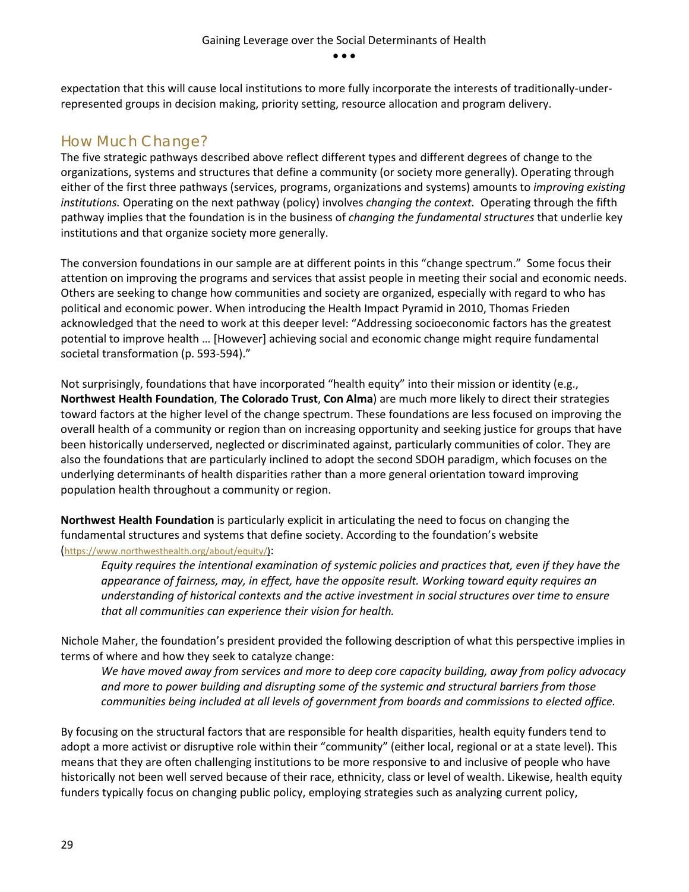expectation that this will cause local institutions to more fully incorporate the interests of traditionally-under-represented groups in decision making, priority setting, resource allocation and program delivery.

## How Much Change?

The five strategic pathways described above reflect different types and different degrees of change to the organizations, systems and structures that define a community (or society more generally). Operating through either of the first three pathways (services, programs, organizations and systems) amounts to *improving existing institutions.* Operating on the next pathway (policy) involves *changing the context.* Operating through the fifth pathway implies that the foundation is in the business of *changing the fundamental structures* that underlie key institutions and that organize society more generally.

The conversion foundations in our sample are at different points in this "change spectrum." Some focus their attention on improving the programs and services that assist people in meeting their social and economic needs. Others are seeking to change how communities and society are organized, especially with regard to who has political and economic power. When introducing the Health Impact Pyramid in 2010, Thomas Frieden acknowledged that the need to work at this deeper level: "Addressing socioeconomic factors has the greatest potential to improve health … [However] achieving social and economic change might require fundamental societal transformation (p. 593-594)."

Not surprisingly, foundations that have incorporated "health equity" into their mission or identity (e.g., **Northwest Health Foundation**, **The Colorado Trust**, **Con Alma**) are much more likely to direct their strategies toward factors at the higher level of the change spectrum. These foundations are less focused on improving the overall health of a community or region than on increasing opportunity and seeking justice for groups that have been historically underserved, neglected or discriminated against, particularly communities of color. They are also the foundations that are particularly inclined to adopt the second SDOH paradigm, which focuses on the underlying determinants of health disparities rather than a more general orientation toward improving population health throughout a community or region.

**Northwest Health Foundation** is particularly explicit in articulating the need to focus on changing the fundamental structures and systems that define society. According to the foundation's website (https://www.northwesthealth.org/about/equity/):

> *Equity requires the intentional examination of systemic policies and practices that, even if they have the appearance of fairness, may, in effect, have the opposite result. Working toward equity requires an understanding of historical contexts and the active investment in social structures over time to ensure that all communities can experience their vision for health.*

Nichole Maher, the foundation's president provided the following description of what this perspective implies in terms of where and how they seek to catalyze change:

> *We have moved away from services and more to deep core capacity building, away from policy advocacy and more to power building and disrupting some of the systemic and structural barriers from those communities being included at all levels of government from boards and commissions to elected office.*

By focusing on the structural factors that are responsible for health disparities, health equity funders tend to adopt a more activist or disruptive role within their "community" (either local, regional or at a state level). This means that they are often challenging institutions to be more responsive to and inclusive of people who have historically not been well served because of their race, ethnicity, class or level of wealth. Likewise, health equity funders typically focus on changing public policy, employing strategies such as analyzing current policy,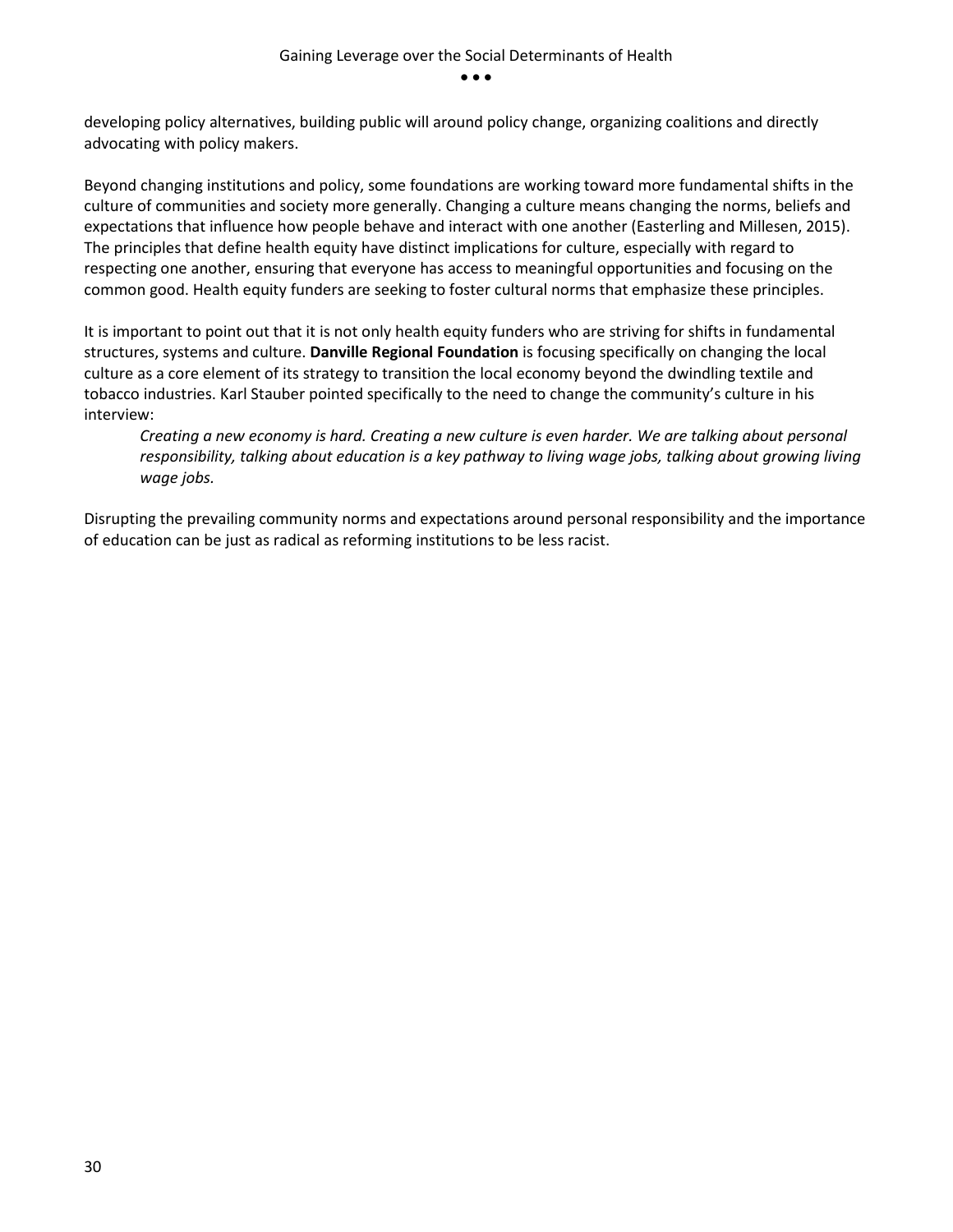developing policy alternatives, building public will around policy change, organizing coalitions and directly advocating with policy makers.

Beyond changing institutions and policy, some foundations are working toward more fundamental shifts in the culture of communities and society more generally. Changing a culture means changing the norms, beliefs and expectations that influence how people behave and interact with one another (Easterling and Millesen, 2015). The principles that define health equity have distinct implications for culture, especially with regard to respecting one another, ensuring that everyone has access to meaningful opportunities and focusing on the common good. Health equity funders are seeking to foster cultural norms that emphasize these principles.

It is important to point out that it is not only health equity funders who are striving for shifts in fundamental structures, systems and culture. **Danville Regional Foundation** is focusing specifically on changing the local culture as a core element of its strategy to transition the local economy beyond the dwindling textile and tobacco industries. Karl Stauber pointed specifically to the need to change the community's culture in his interview:

> *Creating a new economy is hard. Creating a new culture is even harder. We are talking about personal responsibility, talking about education is a key pathway to living wage jobs, talking about growing living wage jobs.*

Disrupting the prevailing community norms and expectations around personal responsibility and the importance of education can be just as radical as reforming institutions to be less racist.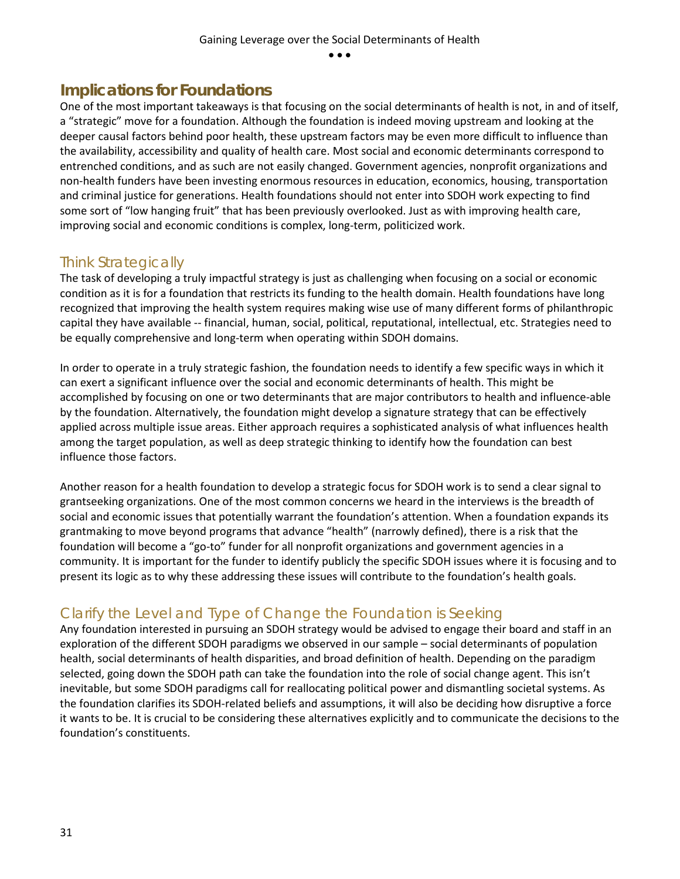## Implications for Foundations

One of the most important takeaways is that focusing on the social determinants of health is not, in and of itself, a "strategic" move for a foundation. Although the foundation is indeed moving upstream and looking at the deeper causal factors behind poor health, these upstream factors may be even more difficult to influence than the availability, accessibility and quality of health care. Most social and economic determinants correspond to entrenched conditions, and as such are not easily changed. Government agencies, nonprofit organizations and non-health funders have been investing enormous resources in education, economics, housing, transportation and criminal justice for generations. Health foundations should not enter into SDOH work expecting to find some sort of "low hanging fruit" that has been previously overlooked. Just as with improving health care, improving social and economic conditions is complex, long-term, politicized work.

### Think Strategically

The task of developing a truly impactful strategy is just as challenging when focusing on a social or economic condition as it is for a foundation that restricts its funding to the health domain. Health foundations have long recognized that improving the health system requires making wise use of many different forms of philanthropic capital they have available -- financial, human, social, political, reputational, intellectual, etc. Strategies need to be equally comprehensive and long-term when operating within SDOH domains.

In order to operate in a truly strategic fashion, the foundation needs to identify a few specific ways in which it can exert a significant influence over the social and economic determinants of health. This might be accomplished by focusing on one or two determinants that are major contributors to health and influence-able by the foundation. Alternatively, the foundation might develop a signature strategy that can be effectively applied across multiple issue areas. Either approach requires a sophisticated analysis of what influences health among the target population, as well as deep strategic thinking to identify how the foundation can best influence those factors.

Another reason for a health foundation to develop a strategic focus for SDOH work is to send a clear signal to grantseeking organizations. One of the most common concerns we heard in the interviews is the breadth of social and economic issues that potentially warrant the foundation's attention. When a foundation expands its grantmaking to move beyond programs that advance "health" (narrowly defined), there is a risk that the foundation will become a "go-to" funder for all nonprofit organizations and government agencies in a community. It is important for the funder to identify publicly the specific SDOH issues where it is focusing and to present its logic as to why these addressing these issues will contribute to the foundation's health goals.

### Clarify the Level and Type of Change the Foundation is Seeking

Any foundation interested in pursuing an SDOH strategy would be advised to engage their board and staff in an exploration of the different SDOH paradigms we observed in our sample – social determinants of population health, social determinants of health disparities, and broad definition of health. Depending on the paradigm selected, going down the SDOH path can take the foundation into the role of social change agent. This isn't inevitable, but some SDOH paradigms call for reallocating political power and dismantling societal systems. As the foundation clarifies its SDOH-related beliefs and assumptions, it will also be deciding how disruptive a force it wants to be. It is crucial to be considering these alternatives explicitly and to communicate the decisions to the foundation's constituents.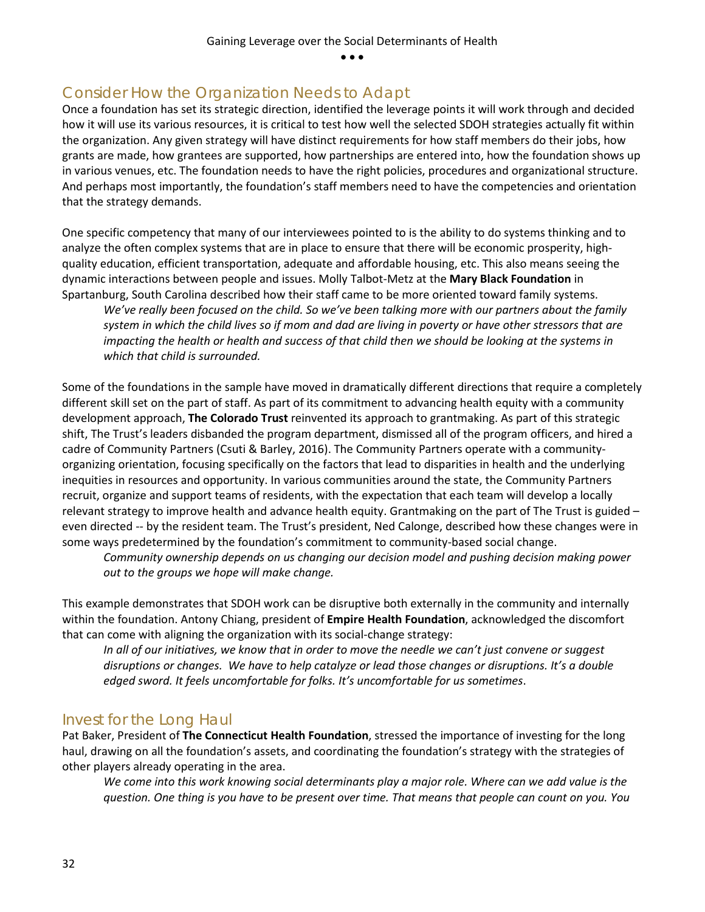## Consider How the Organization Needs to Adapt

Once a foundation has set its strategic direction, identified the leverage points it will work through and decided how it will use its various resources, it is critical to test how well the selected SDOH strategies actually fit within the organization. Any given strategy will have distinct requirements for how staff members do their jobs, how grants are made, how grantees are supported, how partnerships are entered into, how the foundation shows up in various venues, etc. The foundation needs to have the right policies, procedures and organizational structure. And perhaps most importantly, the foundation's staff members need to have the competencies and orientation that the strategy demands.

One specific competency that many of our interviewees pointed to is the ability to do systems thinking and to analyze the often complex systems that are in place to ensure that there will be economic prosperity, high-quality education, efficient transportation, adequate and affordable housing, etc. This also means seeing the dynamic interactions between people and issues. Molly Talbot-Metz at the **Mary Black Foundation** in Spartanburg, South Carolina described how their staff came to be more oriented toward family systems.

> *We've really been focused on the child. So we've been talking more with our partners about the family system in which the child lives so if mom and dad are living in poverty or have other stressors that are impacting the health or health and success of that child then we should be looking at the systems in which that child is surrounded.*

Some of the foundations in the sample have moved in dramatically different directions that require a completely different skill set on the part of staff. As part of its commitment to advancing health equity with a community development approach, **The Colorado Trust** reinvented its approach to grantmaking. As part of this strategic shift, The Trust's leaders disbanded the program department, dismissed all of the program officers, and hired a cadre of Community Partners (Csuti & Barley, 2016). The Community Partners operate with a community-organizing orientation, focusing specifically on the factors that lead to disparities in health and the underlying inequities in resources and opportunity. In various communities around the state, the Community Partners recruit, organize and support teams of residents, with the expectation that each team will develop a locally relevant strategy to improve health and advance health equity. Grantmaking on the part of The Trust is guided – even directed -- by the resident team. The Trust's president, Ned Calonge, described how these changes were in some ways predetermined by the foundation's commitment to community-based social change.

> *Community ownership depends on us changing our decision model and pushing decision making power out to the groups we hope will make change.*

This example demonstrates that SDOH work can be disruptive both externally in the community and internally within the foundation. Antony Chiang, president of **Empire Health Foundation**, acknowledged the discomfort that can come with aligning the organization with its social-change strategy:

> *In all of our initiatives, we know that in order to move the needle we can't just convene or suggest disruptions or changes. We have to help catalyze or lead those changes or disruptions. It's a double edged sword. It feels uncomfortable for folks. It's uncomfortable for us sometimes*.

## Invest for the Long Haul

Pat Baker, President of **The Connecticut Health Foundation**, stressed the importance of investing for the long haul, drawing on all the foundation's assets, and coordinating the foundation's strategy with the strategies of other players already operating in the area.

> *We come into this work knowing social determinants play a major role. Where can we add value is the question. One thing is you have to be present over time. That means that people can count on you. You*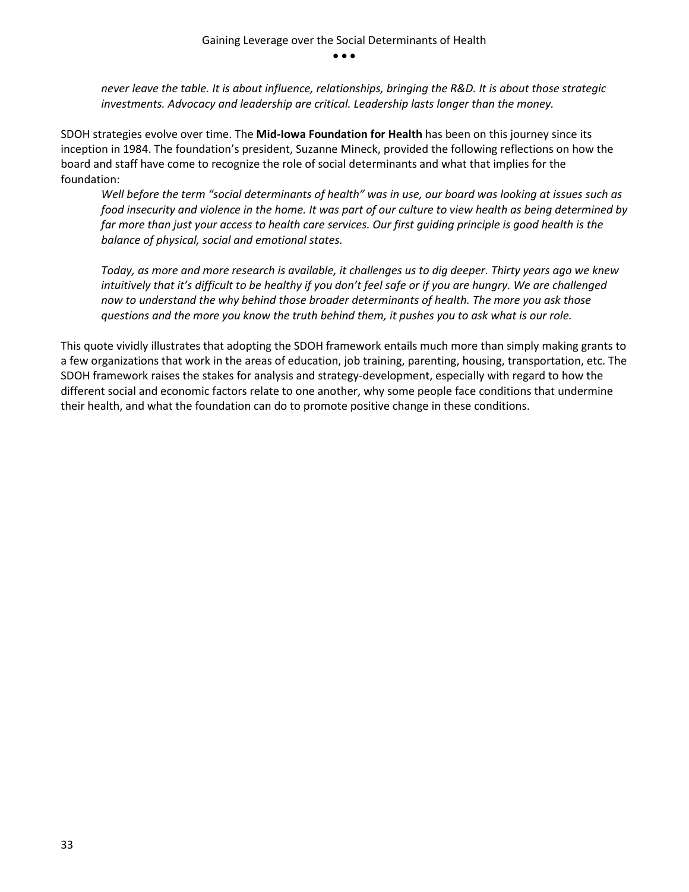*never leave the table. It is about influence, relationships, bringing the R&D. It is about those strategic investments. Advocacy and leadership are critical. Leadership lasts longer than the money.*

SDOH strategies evolve over time. The **Mid-Iowa Foundation for Health** has been on this journey since its inception in 1984. The foundation's president, Suzanne Mineck, provided the following reflections on how the board and staff have come to recognize the role of social determinants and what that implies for the foundation:

> *Well before the term "social determinants of health" was in use, our board was looking at issues such as food insecurity and violence in the home. It was part of our culture to view health as being determined by far more than just your access to health care services. Our first guiding principle is good health is the balance of physical, social and emotional states.*
>
> *Today, as more and more research is available, it challenges us to dig deeper. Thirty years ago we knew intuitively that it's difficult to be healthy if you don't feel safe or if you are hungry. We are challenged now to understand the why behind those broader determinants of health. The more you ask those questions and the more you know the truth behind them, it pushes you to ask what is our role.*

This quote vividly illustrates that adopting the SDOH framework entails much more than simply making grants to a few organizations that work in the areas of education, job training, parenting, housing, transportation, etc. The SDOH framework raises the stakes for analysis and strategy-development, especially with regard to how the different social and economic factors relate to one another, why some people face conditions that undermine their health, and what the foundation can do to promote positive change in these conditions.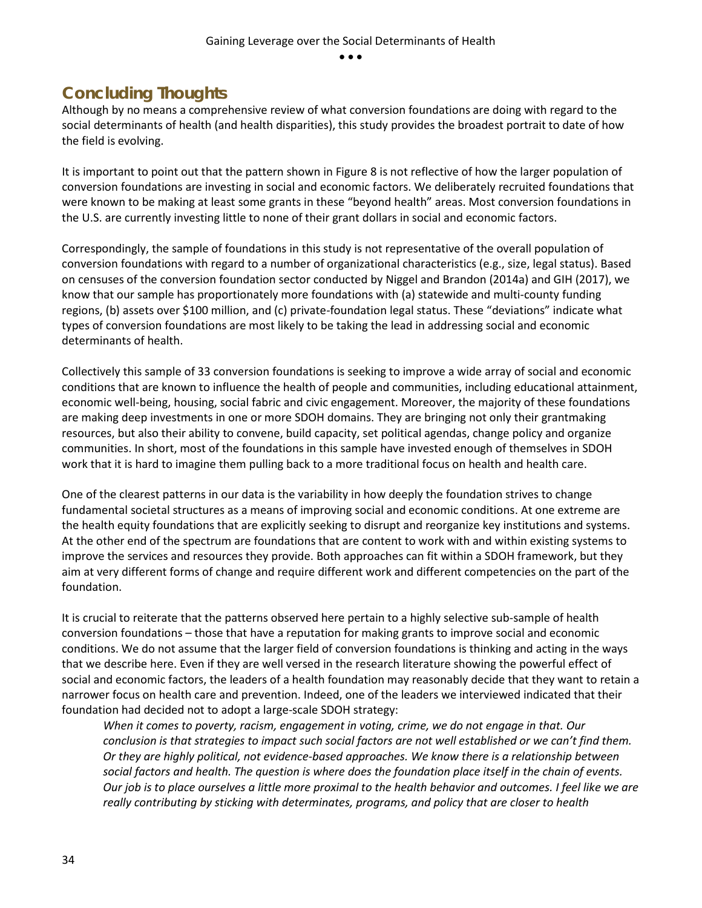## Concluding Thoughts

Although by no means a comprehensive review of what conversion foundations are doing with regard to the social determinants of health (and health disparities), this study provides the broadest portrait to date of how the field is evolving.

It is important to point out that the pattern shown in Figure 8 is not reflective of how the larger population of conversion foundations are investing in social and economic factors. We deliberately recruited foundations that were known to be making at least some grants in these "beyond health" areas. Most conversion foundations in the U.S. are currently investing little to none of their grant dollars in social and economic factors.

Correspondingly, the sample of foundations in this study is not representative of the overall population of conversion foundations with regard to a number of organizational characteristics (e.g., size, legal status). Based on censuses of the conversion foundation sector conducted by Niggel and Brandon (2014a) and GIH (2017), we know that our sample has proportionately more foundations with (a) statewide and multi-county funding regions, (b) assets over $100 million, and (c) private-foundation legal status. These "deviations" indicate what types of conversion foundations are most likely to be taking the lead in addressing social and economic determinants of health.

Collectively this sample of 33 conversion foundations is seeking to improve a wide array of social and economic conditions that are known to influence the health of people and communities, including educational attainment, economic well-being, housing, social fabric and civic engagement. Moreover, the majority of these foundations are making deep investments in one or more SDOH domains. They are bringing not only their grantmaking resources, but also their ability to convene, build capacity, set political agendas, change policy and organize communities. In short, most of the foundations in this sample have invested enough of themselves in SDOH work that it is hard to imagine them pulling back to a more traditional focus on health and health care.

One of the clearest patterns in our data is the variability in how deeply the foundation strives to change fundamental societal structures as a means of improving social and economic conditions. At one extreme are the health equity foundations that are explicitly seeking to disrupt and reorganize key institutions and systems. At the other end of the spectrum are foundations that are content to work with and within existing systems to improve the services and resources they provide. Both approaches can fit within a SDOH framework, but they aim at very different forms of change and require different work and different competencies on the part of the foundation.

It is crucial to reiterate that the patterns observed here pertain to a highly selective sub-sample of health conversion foundations – those that have a reputation for making grants to improve social and economic conditions. We do not assume that the larger field of conversion foundations is thinking and acting in the ways that we describe here. Even if they are well versed in the research literature showing the powerful effect of social and economic factors, the leaders of a health foundation may reasonably decide that they want to retain a narrower focus on health care and prevention. Indeed, one of the leaders we interviewed indicated that their foundation had decided not to adopt a large-scale SDOH strategy:

> *When it comes to poverty, racism, engagement in voting, crime, we do not engage in that. Our conclusion is that strategies to impact such social factors are not well established or we can't find them. Or they are highly political, not evidence-based approaches. We know there is a relationship between social factors and health. The question is where does the foundation place itself in the chain of events. Our job is to place ourselves a little more proximal to the health behavior and outcomes. I feel like we are really contributing by sticking with determinates, programs, and policy that are closer to health*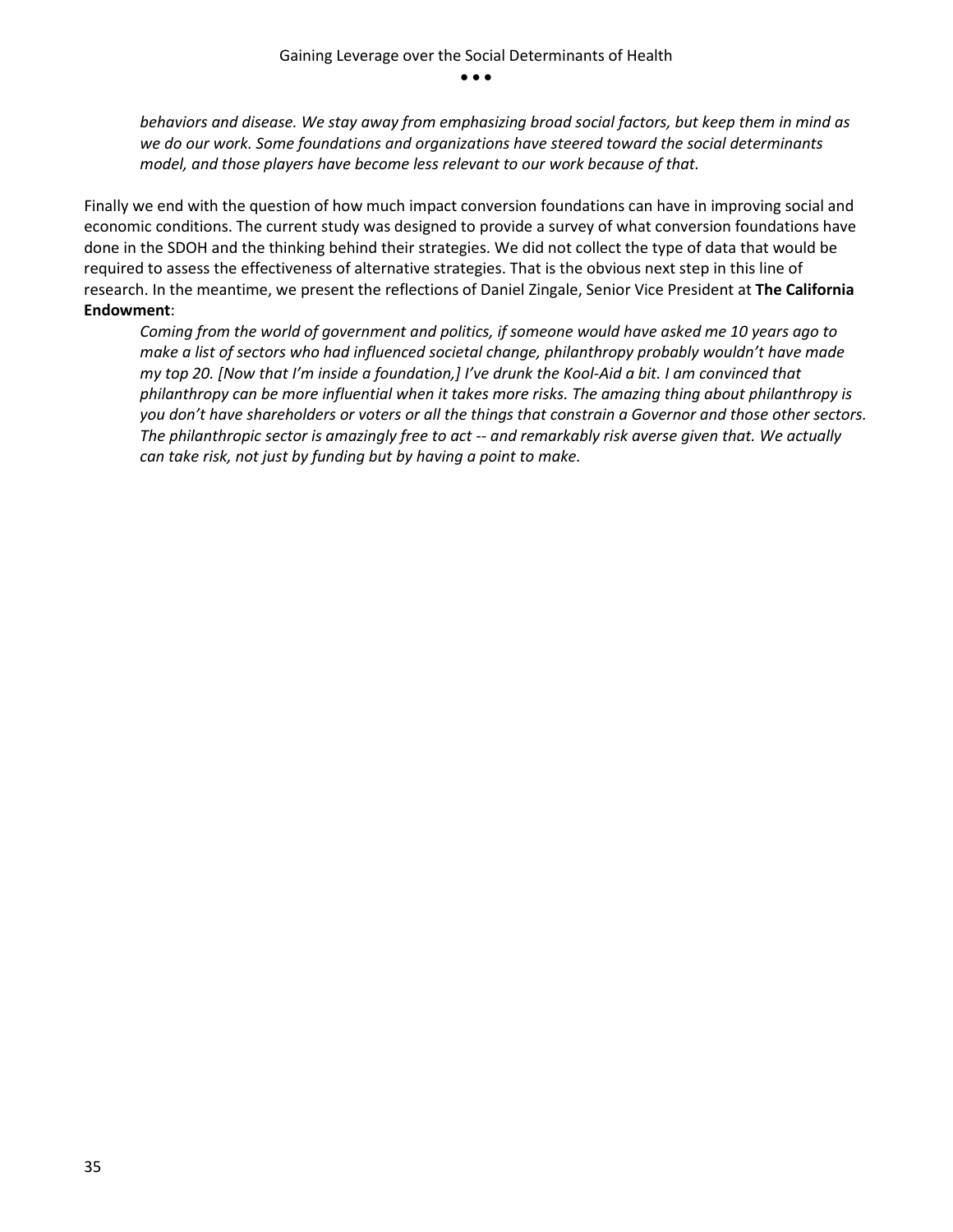*behaviors and disease. We stay away from emphasizing broad social factors, but keep them in mind as we do our work. Some foundations and organizations have steered toward the social determinants model, and those players have become less relevant to our work because of that.*

Finally we end with the question of how much impact conversion foundations can have in improving social and economic conditions. The current study was designed to provide a survey of what conversion foundations have done in the SDOH and the thinking behind their strategies. We did not collect the type of data that would be required to assess the effectiveness of alternative strategies. That is the obvious next step in this line of research. In the meantime, we present the reflections of Daniel Zingale, Senior Vice President at **The California Endowment**:

> *Coming from the world of government and politics, if someone would have asked me 10 years ago to make a list of sectors who had influenced societal change, philanthropy probably wouldn't have made my top 20. [Now that I'm inside a foundation,] I've drunk the Kool-Aid a bit. I am convinced that philanthropy can be more influential when it takes more risks. The amazing thing about philanthropy is you don't have shareholders or voters or all the things that constrain a Governor and those other sectors. The philanthropic sector is amazingly free to act -- and remarkably risk averse given that. We actually can take risk, not just by funding but by having a point to make.*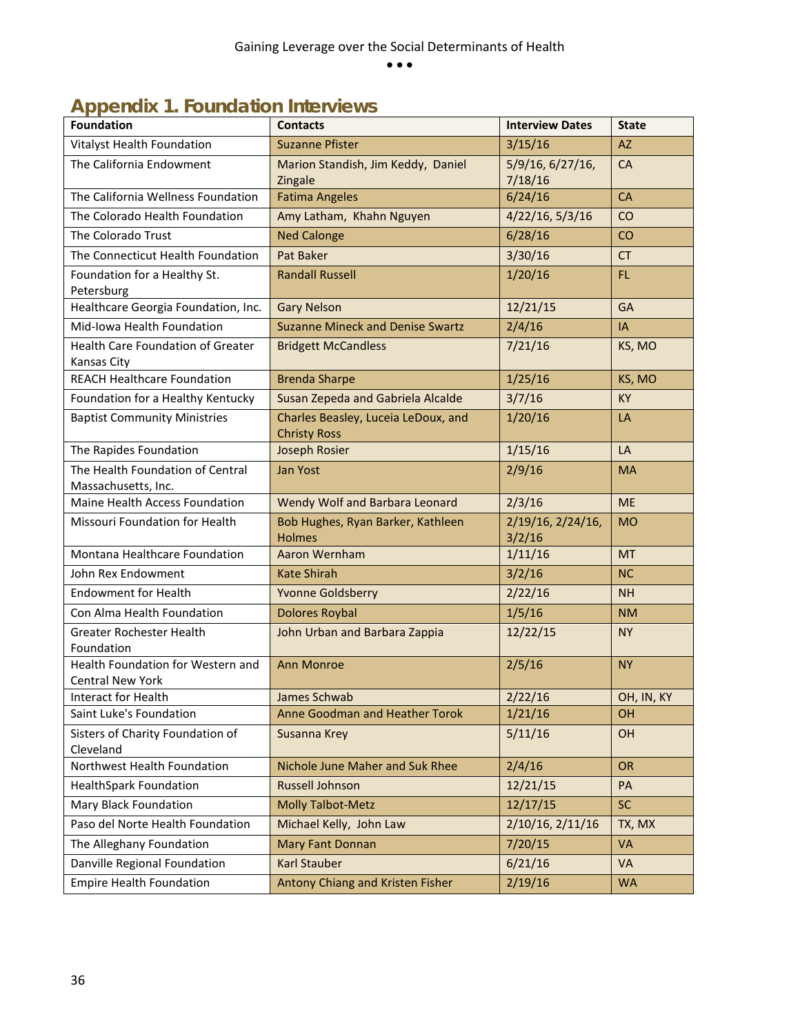## Appendix 1. Foundation Interviews

| Foundation | Contacts | Interview Dates | State |
|---|---|---|---|
| Vitalyst Health Foundation | Suzanne Pfister | 3/15/16 | AZ |
| The California Endowment | Marion Standish, Jim Keddy, Daniel Zingale | 5/9/16, 6/27/16, 7/18/16 | CA |
| The California Wellness Foundation | Fatima Angeles | 6/24/16 | CA |
| The Colorado Health Foundation | Amy Latham, Khahn Nguyen | 4/22/16, 5/3/16 | CO |
| The Colorado Trust | Ned Calonge | 6/28/16 | CO |
| The Connecticut Health Foundation | Pat Baker | 3/30/16 | CT |
| Foundation for a Healthy St. Petersburg | Randall Russell | 1/20/16 | FL |
| Healthcare Georgia Foundation, Inc. | Gary Nelson | 12/21/15 | GA |
| Mid-Iowa Health Foundation | Suzanne Mineck and Denise Swartz | 2/4/16 | IA |
| Health Care Foundation of Greater Kansas City | Bridgett McCandless | 7/21/16 | KS, MO |
| REACH Healthcare Foundation | Brenda Sharpe | 1/25/16 | KS, MO |
| Foundation for a Healthy Kentucky | Susan Zepeda and Gabriela Alcalde | 3/7/16 | KY |
| Baptist Community Ministries | Charles Beasley, Luceia LeDoux, and Christy Ross | 1/20/16 | LA |
| The Rapides Foundation | Joseph Rosier | 1/15/16 | LA |
| The Health Foundation of Central Massachusetts, Inc. | Jan Yost | 2/9/16 | MA |
| Maine Health Access Foundation | Wendy Wolf and Barbara Leonard | 2/3/16 | ME |
| Missouri Foundation for Health | Bob Hughes, Ryan Barker, Kathleen Holmes | 2/19/16, 2/24/16, 3/2/16 | MO |
| Montana Healthcare Foundation | Aaron Wernham | 1/11/16 | MT |
| John Rex Endowment | Kate Shirah | 3/2/16 | NC |
| Endowment for Health | Yvonne Goldsberry | 2/22/16 | NH |
| Con Alma Health Foundation | Dolores Roybal | 1/5/16 | NM |
| Greater Rochester Health Foundation | John Urban and Barbara Zappia | 12/22/15 | NY |
| Health Foundation for Western and Central New York | Ann Monroe | 2/5/16 | NY |
| Interact for Health | James Schwab | 2/22/16 | OH, IN, KY |
| Saint Luke's Foundation | Anne Goodman and Heather Torok | 1/21/16 | OH |
| Sisters of Charity Foundation of Cleveland | Susanna Krey | 5/11/16 | OH |
| Northwest Health Foundation | Nichole June Maher and Suk Rhee | 2/4/16 | OR |
| HealthSpark Foundation | Russell Johnson | 12/21/15 | PA |
| Mary Black Foundation | Molly Talbot-Metz | 12/17/15 | SC |
| Paso del Norte Health Foundation | Michael Kelly, John Law | 2/10/16, 2/11/16 | TX, MX |
| The Alleghany Foundation | Mary Fant Donnan | 7/20/15 | VA |
| Danville Regional Foundation | Karl Stauber | 6/21/16 | VA |
| Empire Health Foundation | Antony Chiang and Kristen Fisher | 2/19/16 | WA |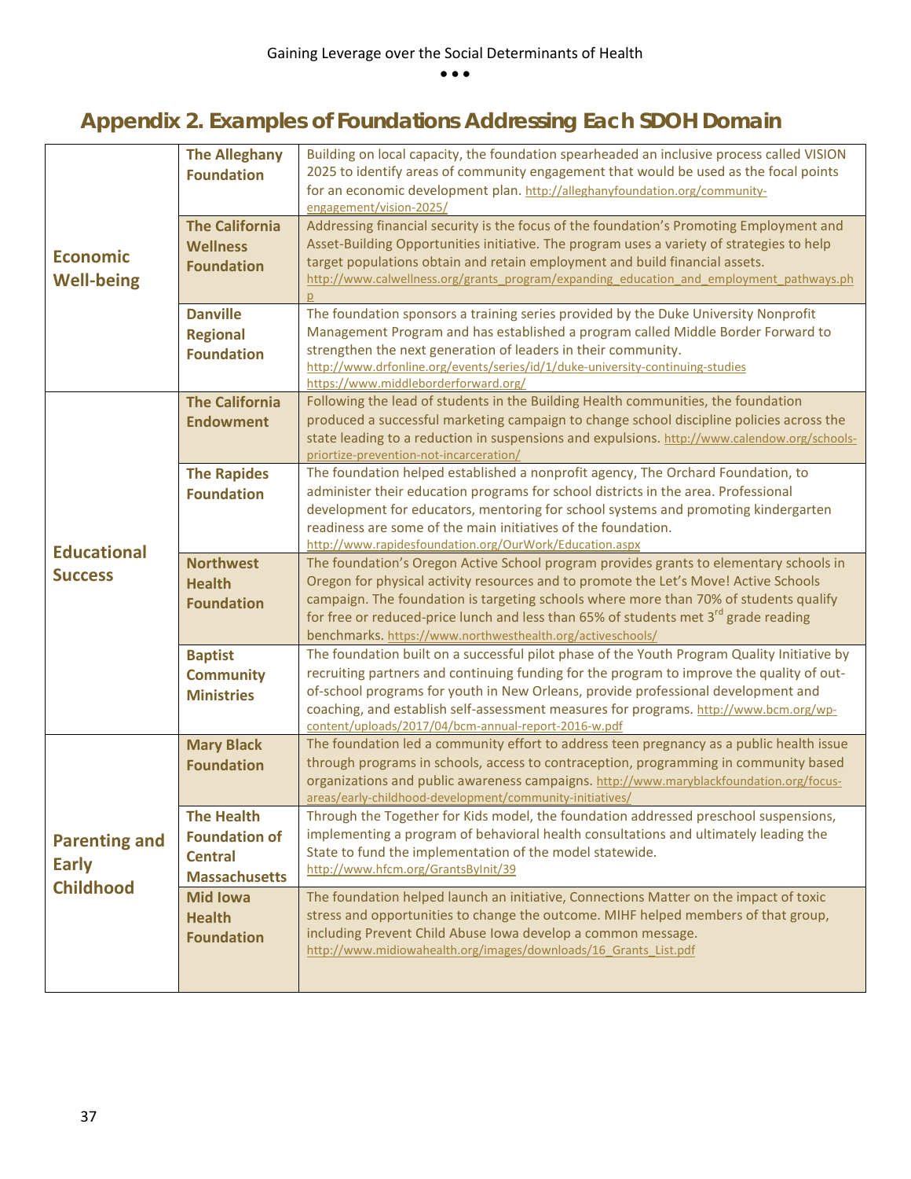## Appendix 2. Examples of Foundations Addressing Each SDOH Domain

| Domain | Foundation | Description |
|---|---|---|
| Economic Well-being | The Alleghany Foundation | Building on local capacity, the foundation spearheaded an inclusive process called VISION 2025 to identify areas of community engagement that would be used as the focal points for an economic development plan. http://alleghanyfoundation.org/community-engagement/vision-2025/ |
| | The California Wellness Foundation | Addressing financial security is the focus of the foundation's Promoting Employment and Asset-Building Opportunities initiative. The program uses a variety of strategies to help target populations obtain and retain employment and build financial assets. http://www.calwellness.org/grants_program/expanding_education_and_employment_pathways.php |
| | Danville Regional Foundation | The foundation sponsors a training series provided by the Duke University Nonprofit Management Program and has established a program called Middle Border Forward to strengthen the next generation of leaders in their community. http://www.drfonline.org/events/series/id/1/duke-university-continuing-studies https://www.middleborderforward.org/ |
| Educational Success | The California Endowment | Following the lead of students in the Building Health communities, the foundation produced a successful marketing campaign to change school discipline policies across the state leading to a reduction in suspensions and expulsions. http://www.calendow.org/schools-priortize-prevention-not-incarceration/ |
| | The Rapides Foundation | The foundation helped established a nonprofit agency, The Orchard Foundation, to administer their education programs for school districts in the area. Professional development for educators, mentoring for school systems and promoting kindergarten readiness are some of the main initiatives of the foundation. http://www.rapidesfoundation.org/OurWork/Education.aspx |
| | Northwest Health Foundation | The foundation's Oregon Active School program provides grants to elementary schools in Oregon for physical activity resources and to promote the Let's Move! Active Schools campaign. The foundation is targeting schools where more than 70% of students qualify for free or reduced-price lunch and less than 65% of students met 3rd grade reading benchmarks. https://www.northwesthealth.org/activeschools/ |
| | Baptist Community Ministries | The foundation built on a successful pilot phase of the Youth Program Quality Initiative by recruiting partners and continuing funding for the program to improve the quality of out-of-school programs for youth in New Orleans, provide professional development and coaching, and establish self-assessment measures for programs. http://www.bcm.org/wp-content/uploads/2017/04/bcm-annual-report-2016-w.pdf |
| Parenting and Early Childhood | Mary Black Foundation | The foundation led a community effort to address teen pregnancy as a public health issue through programs in schools, access to contraception, programming in community based organizations and public awareness campaigns. http://www.maryblackfoundation.org/focus-areas/early-childhood-development/community-initiatives/ |
| | The Health Foundation of Central Massachusetts | Through the Together for Kids model, the foundation addressed preschool suspensions, implementing a program of behavioral health consultations and ultimately leading the State to fund the implementation of the model statewide. http://www.hfcm.org/GrantsByInit/39 |
| | Mid Iowa Health Foundation | The foundation helped launch an initiative, Connections Matter on the impact of toxic stress and opportunities to change the outcome. MIHF helped members of that group, including Prevent Child Abuse Iowa develop a common message. http://www.midiowahealth.org/images/downloads/16_Grants_List.pdf |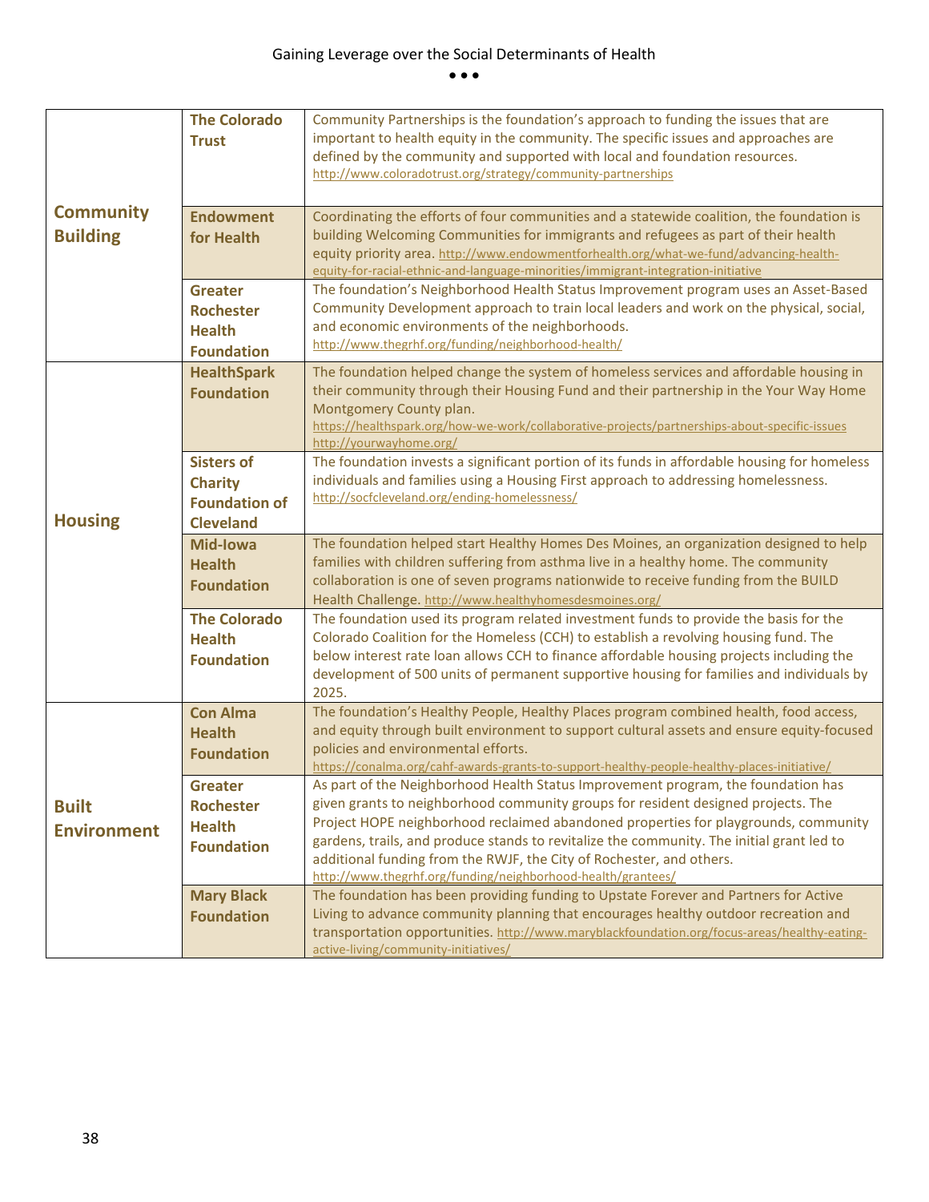| | | |
|---|---|---|
| **Community Building** | **The Colorado Trust** | Community Partnerships is the foundation's approach to funding the issues that are important to health equity in the community. The specific issues and approaches are defined by the community and supported with local and foundation resources. http://www.coloradotrust.org/strategy/community-partnerships |
| | **Endowment for Health** | Coordinating the efforts of four communities and a statewide coalition, the foundation is building Welcoming Communities for immigrants and refugees as part of their health equity priority area. http://www.endowmentforhealth.org/what-we-fund/advancing-health-equity-for-racial-ethnic-and-language-minorities/immigrant-integration-initiative |
| | **Greater Rochester Health Foundation** | The foundation's Neighborhood Health Status Improvement program uses an Asset-Based Community Development approach to train local leaders and work on the physical, social, and economic environments of the neighborhoods. http://www.thegrhf.org/funding/neighborhood-health/ |
| **Housing** | **HealthSpark Foundation** | The foundation helped change the system of homeless services and affordable housing in their community through their Housing Fund and their partnership in the Your Way Home Montgomery County plan. https://healthspark.org/how-we-work/collaborative-projects/partnerships-about-specific-issues http://yourwayhome.org/ |
| | **Sisters of Charity Foundation of Cleveland** | The foundation invests a significant portion of its funds in affordable housing for homeless individuals and families using a Housing First approach to addressing homelessness. http://socfcleveland.org/ending-homelessness/ |
| | **Mid-Iowa Health Foundation** | The foundation helped start Healthy Homes Des Moines, an organization designed to help families with children suffering from asthma live in a healthy home. The community collaboration is one of seven programs nationwide to receive funding from the BUILD Health Challenge. http://www.healthyhomesdesmoines.org/ |
| | **The Colorado Health Foundation** | The foundation used its program related investment funds to provide the basis for the Colorado Coalition for the Homeless (CCH) to establish a revolving housing fund. The below interest rate loan allows CCH to finance affordable housing projects including the development of 500 units of permanent supportive housing for families and individuals by 2025. |
| **Built Environment** | **Con Alma Health Foundation** | The foundation's Healthy People, Healthy Places program combined health, food access, and equity through built environment to support cultural assets and ensure equity-focused policies and environmental efforts. https://conalma.org/cahf-awards-grants-to-support-healthy-people-healthy-places-initiative/ |
| | **Greater Rochester Health Foundation** | As part of the Neighborhood Health Status Improvement program, the foundation has given grants to neighborhood community groups for resident designed projects. The Project HOPE neighborhood reclaimed abandoned properties for playgrounds, community gardens, trails, and produce stands to revitalize the community. The initial grant led to additional funding from the RWJF, the City of Rochester, and others. http://www.thegrhf.org/funding/neighborhood-health/grantees/ |
| | **Mary Black Foundation** | The foundation has been providing funding to Upstate Forever and Partners for Active Living to advance community planning that encourages healthy outdoor recreation and transportation opportunities. http://www.maryblackfoundation.org/focus-areas/healthy-eating-active-living/community-initiatives/ |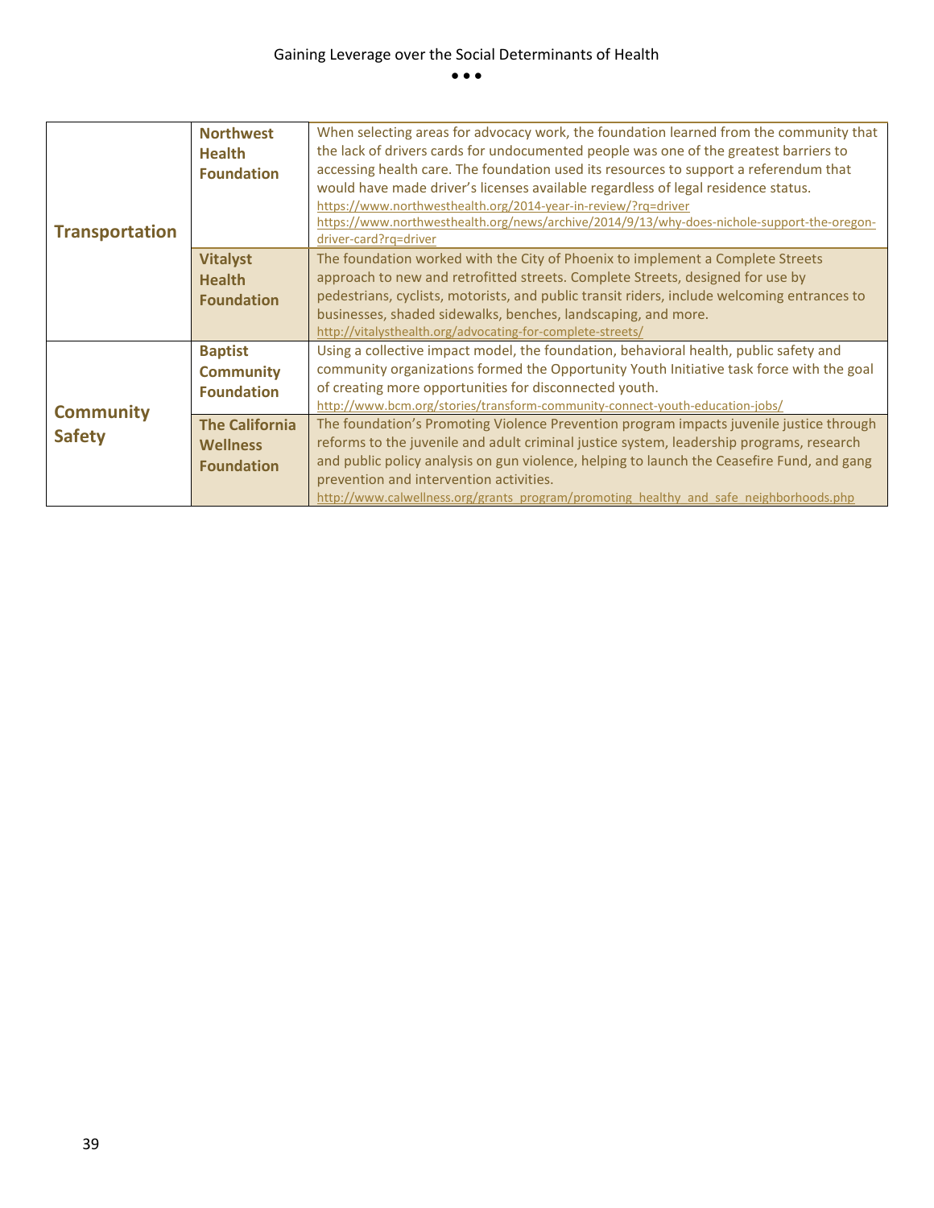| | | |
|---|---|---|
| **Transportation** | **Northwest Health Foundation** | When selecting areas for advocacy work, the foundation learned from the community that the lack of drivers cards for undocumented people was one of the greatest barriers to accessing health care. The foundation used its resources to support a referendum that would have made driver's licenses available regardless of legal residence status. https://www.northwesthealth.org/2014-year-in-review/?rq=driver https://www.northwesthealth.org/news/archive/2014/9/13/why-does-nichole-support-the-oregon-driver-card?rq=driver |
| | **Vitalyst Health Foundation** | The foundation worked with the City of Phoenix to implement a Complete Streets approach to new and retrofitted streets. Complete Streets, designed for use by pedestrians, cyclists, motorists, and public transit riders, include welcoming entrances to businesses, shaded sidewalks, benches, landscaping, and more. http://vitalysthealth.org/advocating-for-complete-streets/ |
| **Community Safety** | **Baptist Community Foundation** | Using a collective impact model, the foundation, behavioral health, public safety and community organizations formed the Opportunity Youth Initiative task force with the goal of creating more opportunities for disconnected youth. http://www.bcm.org/stories/transform-community-connect-youth-education-jobs/ |
| | **The California Wellness Foundation** | The foundation's Promoting Violence Prevention program impacts juvenile justice through reforms to the juvenile and adult criminal justice system, leadership programs, research and public policy analysis on gun violence, helping to launch the Ceasefire Fund, and gang prevention and intervention activities. http://www.calwellness.org/grants_program/promoting_healthy_and_safe_neighborhoods.php |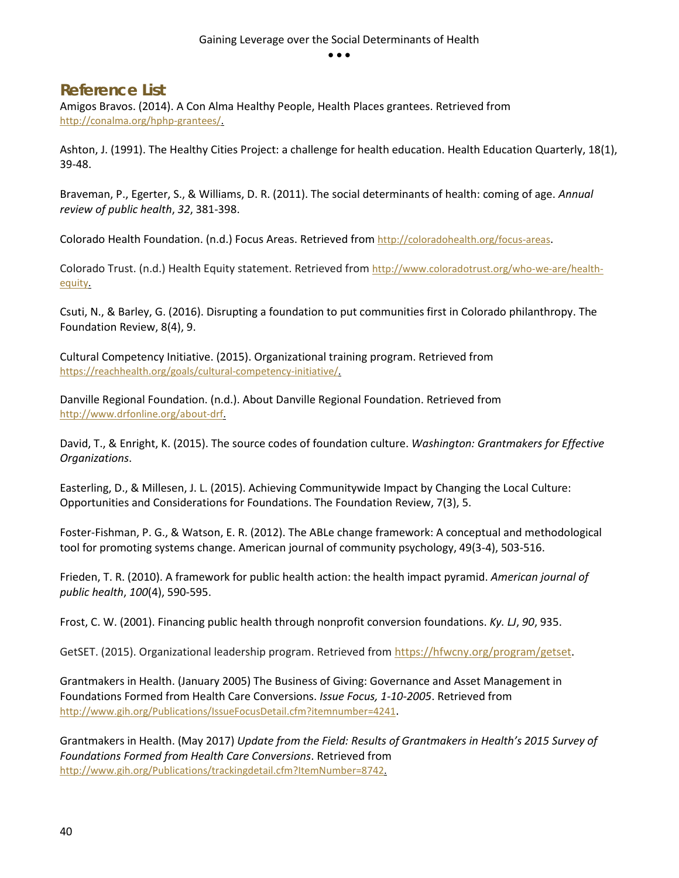## Reference List

Amigos Bravos. (2014). A Con Alma Healthy People, Health Places grantees. Retrieved from http://conalma.org/hphp-grantees/.

Ashton, J. (1991). The Healthy Cities Project: a challenge for health education. Health Education Quarterly, 18(1), 39-48.

Braveman, P., Egerter, S., & Williams, D. R. (2011). The social determinants of health: coming of age. *Annual review of public health*, *32*, 381-398.

Colorado Health Foundation. (n.d.) Focus Areas. Retrieved from http://coloradohealth.org/focus-areas.

Colorado Trust. (n.d.) Health Equity statement. Retrieved from http://www.coloradotrust.org/who-we-are/health-equity.

Csuti, N., & Barley, G. (2016). Disrupting a foundation to put communities first in Colorado philanthropy. The Foundation Review, 8(4), 9.

Cultural Competency Initiative. (2015). Organizational training program. Retrieved from https://reachhealth.org/goals/cultural-competency-initiative/.

Danville Regional Foundation. (n.d.). About Danville Regional Foundation. Retrieved from http://www.drfonline.org/about-drf.

David, T., & Enright, K. (2015). The source codes of foundation culture. *Washington: Grantmakers for Effective Organizations*.

Easterling, D., & Millesen, J. L. (2015). Achieving Communitywide Impact by Changing the Local Culture: Opportunities and Considerations for Foundations. The Foundation Review, 7(3), 5.

Foster-Fishman, P. G., & Watson, E. R. (2012). The ABLe change framework: A conceptual and methodological tool for promoting systems change. American journal of community psychology, 49(3-4), 503-516.

Frieden, T. R. (2010). A framework for public health action: the health impact pyramid. *American journal of public health*, *100*(4), 590-595.

Frost, C. W. (2001). Financing public health through nonprofit conversion foundations. *Ky. LJ*, *90*, 935.

GetSET. (2015). Organizational leadership program. Retrieved from https://hfwcny.org/program/getset.

Grantmakers in Health. (January 2005) The Business of Giving: Governance and Asset Management in Foundations Formed from Health Care Conversions. *Issue Focus, 1-10-2005*. Retrieved from http://www.gih.org/Publications/IssueFocusDetail.cfm?itemnumber=4241.

Grantmakers in Health. (May 2017) *Update from the Field: Results of Grantmakers in Health's 2015 Survey of Foundations Formed from Health Care Conversions*. Retrieved from http://www.gih.org/Publications/trackingdetail.cfm?ItemNumber=8742.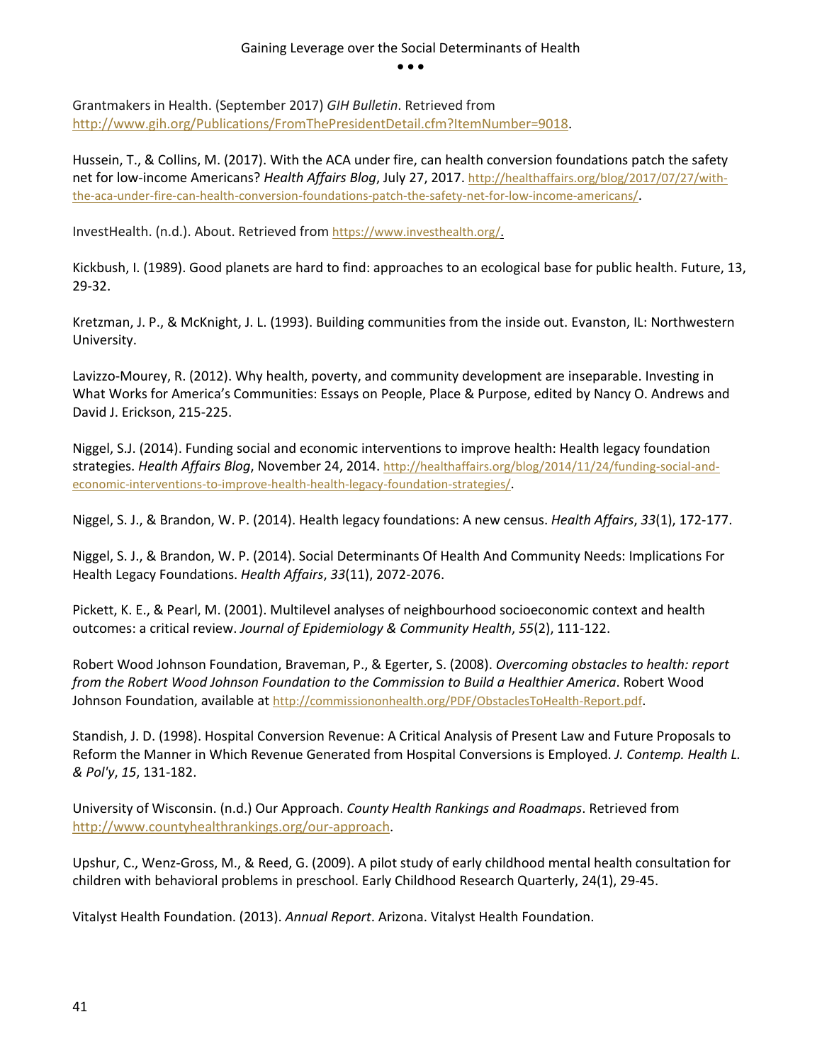Grantmakers in Health. (September 2017) *GIH Bulletin*. Retrieved from http://www.gih.org/Publications/FromThePresidentDetail.cfm?ItemNumber=9018.

Hussein, T., & Collins, M. (2017). With the ACA under fire, can health conversion foundations patch the safety net for low-income Americans? *Health Affairs Blog*, July 27, 2017. http://healthaffairs.org/blog/2017/07/27/with-the-aca-under-fire-can-health-conversion-foundations-patch-the-safety-net-for-low-income-americans/.

InvestHealth. (n.d.). About. Retrieved from https://www.investhealth.org/.

Kickbush, I. (1989). Good planets are hard to find: approaches to an ecological base for public health. Future, 13, 29-32.

Kretzman, J. P., & McKnight, J. L. (1993). Building communities from the inside out. Evanston, IL: Northwestern University.

Lavizzo-Mourey, R. (2012). Why health, poverty, and community development are inseparable. Investing in What Works for America's Communities: Essays on People, Place & Purpose, edited by Nancy O. Andrews and David J. Erickson, 215-225.

Niggel, S.J. (2014). Funding social and economic interventions to improve health: Health legacy foundation strategies. *Health Affairs Blog*, November 24, 2014. http://healthaffairs.org/blog/2014/11/24/funding-social-and-economic-interventions-to-improve-health-health-legacy-foundation-strategies/.

Niggel, S. J., & Brandon, W. P. (2014). Health legacy foundations: A new census. *Health Affairs*, *33*(1), 172-177.

Niggel, S. J., & Brandon, W. P. (2014). Social Determinants Of Health And Community Needs: Implications For Health Legacy Foundations. *Health Affairs*, *33*(11), 2072-2076.

Pickett, K. E., & Pearl, M. (2001). Multilevel analyses of neighbourhood socioeconomic context and health outcomes: a critical review. *Journal of Epidemiology & Community Health*, *55*(2), 111-122.

Robert Wood Johnson Foundation, Braveman, P., & Egerter, S. (2008). *Overcoming obstacles to health: report from the Robert Wood Johnson Foundation to the Commission to Build a Healthier America*. Robert Wood Johnson Foundation, available at http://commissiononhealth.org/PDF/ObstaclesToHealth-Report.pdf.

Standish, J. D. (1998). Hospital Conversion Revenue: A Critical Analysis of Present Law and Future Proposals to Reform the Manner in Which Revenue Generated from Hospital Conversions is Employed. *J. Contemp. Health L. & Pol'y*, *15*, 131-182.

University of Wisconsin. (n.d.) Our Approach. *County Health Rankings and Roadmaps*. Retrieved from http://www.countyhealthrankings.org/our-approach.

Upshur, C., Wenz-Gross, M., & Reed, G. (2009). A pilot study of early childhood mental health consultation for children with behavioral problems in preschool. Early Childhood Research Quarterly, 24(1), 29-45.

Vitalyst Health Foundation. (2013). *Annual Report*. Arizona. Vitalyst Health Foundation.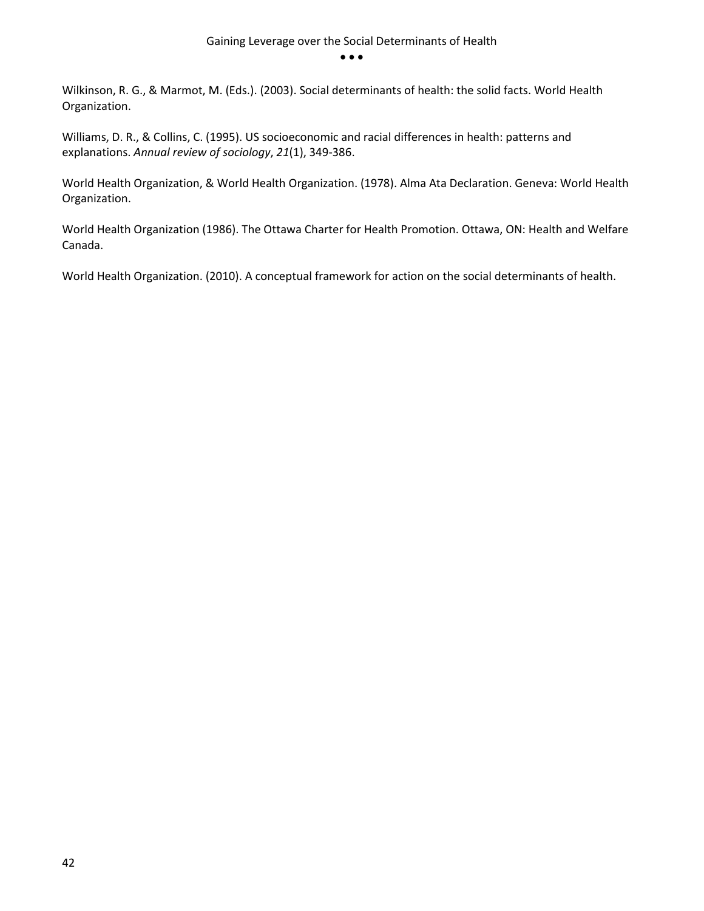Wilkinson, R. G., & Marmot, M. (Eds.). (2003). Social determinants of health: the solid facts. World Health Organization.

Williams, D. R., & Collins, C. (1995). US socioeconomic and racial differences in health: patterns and explanations. *Annual review of sociology*, *21*(1), 349-386.

World Health Organization, & World Health Organization. (1978). Alma Ata Declaration. Geneva: World Health Organization.

World Health Organization (1986). The Ottawa Charter for Health Promotion. Ottawa, ON: Health and Welfare Canada.

World Health Organization. (2010). A conceptual framework for action on the social determinants of health.